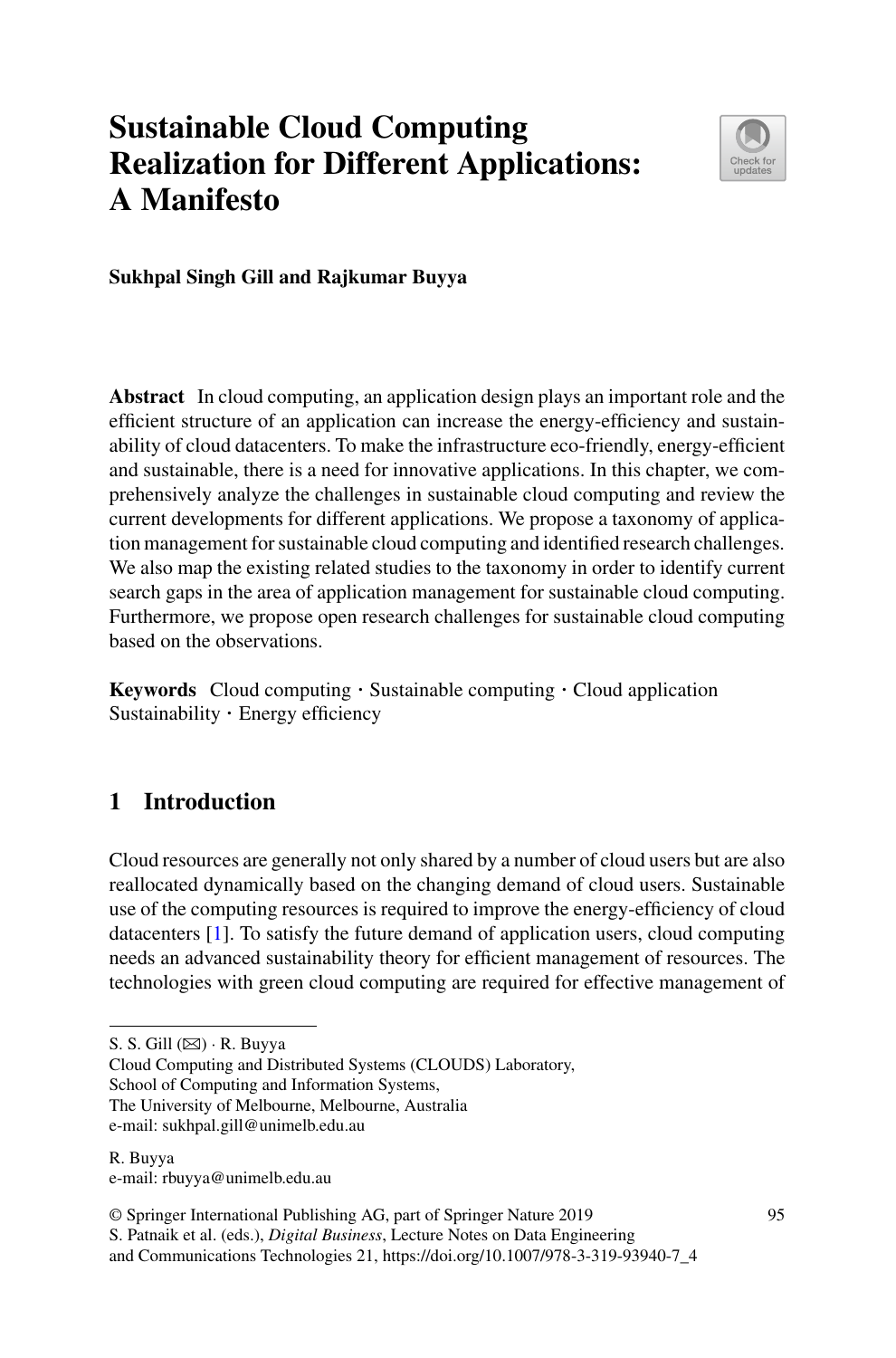# Sustainable Cloud Computing Realization for Different Applications: A Manifesto

**Sukhpal Singh Gill and Rajkumar Buyya**

**Abstract** In cloud computing, an application design plays an important role and the efficient structure of an application can increase the energy-efficiency and sustainability of cloud datacenters. To make the infrastructure eco-friendly, energy-efficient and sustainable, there is a need for innovative applications. In this chapter, we comprehensively analyze the challenges in sustainable cloud computing and review the current developments for different applications. We propose a taxonomy of application management for sustainable cloud computing and identified research challenges. We also map the existing related studies to the taxonomy in order to identify current search gaps in the area of application management for sustainable cloud computing. Furthermore, we propose open research challenges for sustainable cloud computing based on the observations.

**Keywords** Cloud computing · Sustainable computing · Cloud application Sustainability · Energy efficiency

## 1 Introduction

Cloud resources are generally not only shared by a number of cloud users but are also reallocated dynamically based on the changing demand of cloud users. Sustainable use of the computing resources is required to improve the energy-efficiency of cloud datacenters [1]. To satisfy the future demand of application users, cloud computing needs an advanced sustainability theory for efficient management of resources. The technologies with green cloud computing are required for effective management of

---

S. S. Gill (✉) · R. Buyya
Cloud Computing and Distributed Systems (CLOUDS) Laboratory,
School of Computing and Information Systems,
The University of Melbourne, Melbourne, Australia
e-mail: sukhpal.gill@unimelb.edu.au

R. Buyya
e-mail: rbuyya@unimelb.edu.au

© Springer International Publishing AG, part of Springer Nature 2019
S. Patnaik et al. (eds.), *Digital Business*, Lecture Notes on Data Engineering and Communications Technologies 21, https://doi.org/10.1007/978-3-319-93940-7_4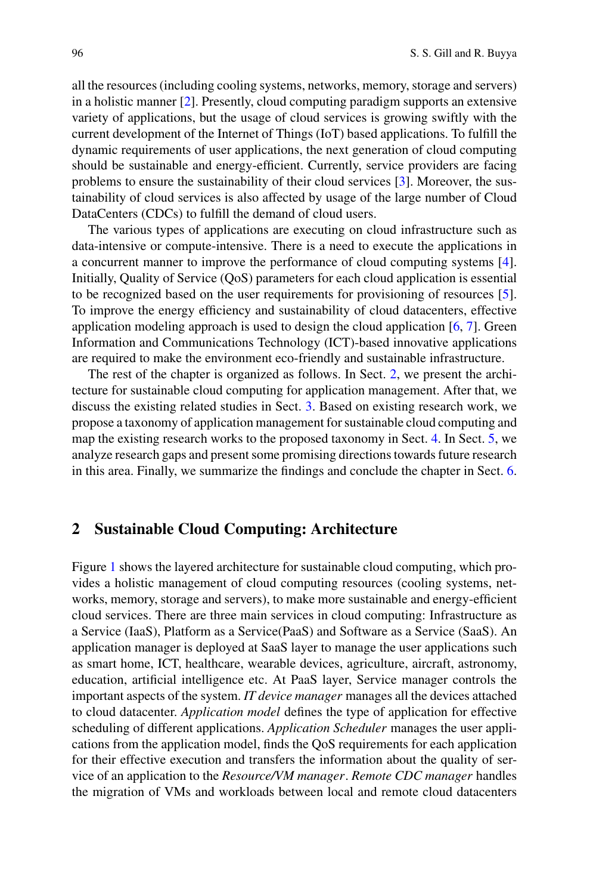all the resources (including cooling systems, networks, memory, storage and servers) in a holistic manner [2]. Presently, cloud computing paradigm supports an extensive variety of applications, but the usage of cloud services is growing swiftly with the current development of the Internet of Things (IoT) based applications. To fulfill the dynamic requirements of user applications, the next generation of cloud computing should be sustainable and energy-efficient. Currently, service providers are facing problems to ensure the sustainability of their cloud services [3]. Moreover, the sustainability of cloud services is also affected by usage of the large number of Cloud DataCenters (CDCs) to fulfill the demand of cloud users.

The various types of applications are executing on cloud infrastructure such as data-intensive or compute-intensive. There is a need to execute the applications in a concurrent manner to improve the performance of cloud computing systems [4]. Initially, Quality of Service (QoS) parameters for each cloud application is essential to be recognized based on the user requirements for provisioning of resources [5]. To improve the energy efficiency and sustainability of cloud datacenters, effective application modeling approach is used to design the cloud application [6, 7]. Green Information and Communications Technology (ICT)-based innovative applications are required to make the environment eco-friendly and sustainable infrastructure.

The rest of the chapter is organized as follows. In Sect. 2, we present the architecture for sustainable cloud computing for application management. After that, we discuss the existing related studies in Sect. 3. Based on existing research work, we propose a taxonomy of application management for sustainable cloud computing and map the existing research works to the proposed taxonomy in Sect. 4. In Sect. 5, we analyze research gaps and present some promising directions towards future research in this area. Finally, we summarize the findings and conclude the chapter in Sect. 6.

## 2 Sustainable Cloud Computing: Architecture

Figure 1 shows the layered architecture for sustainable cloud computing, which provides a holistic management of cloud computing resources (cooling systems, networks, memory, storage and servers), to make more sustainable and energy-efficient cloud services. There are three main services in cloud computing: Infrastructure as a Service (IaaS), Platform as a Service(PaaS) and Software as a Service (SaaS). An application manager is deployed at SaaS layer to manage the user applications such as smart home, ICT, healthcare, wearable devices, agriculture, aircraft, astronomy, education, artificial intelligence etc. At PaaS layer, Service manager controls the important aspects of the system. *IT device manager* manages all the devices attached to cloud datacenter. *Application model* defines the type of application for effective scheduling of different applications. *Application Scheduler* manages the user applications from the application model, finds the QoS requirements for each application for their effective execution and transfers the information about the quality of service of an application to the *Resource/VM manager*. *Remote CDC manager* handles the migration of VMs and workloads between local and remote cloud datacenters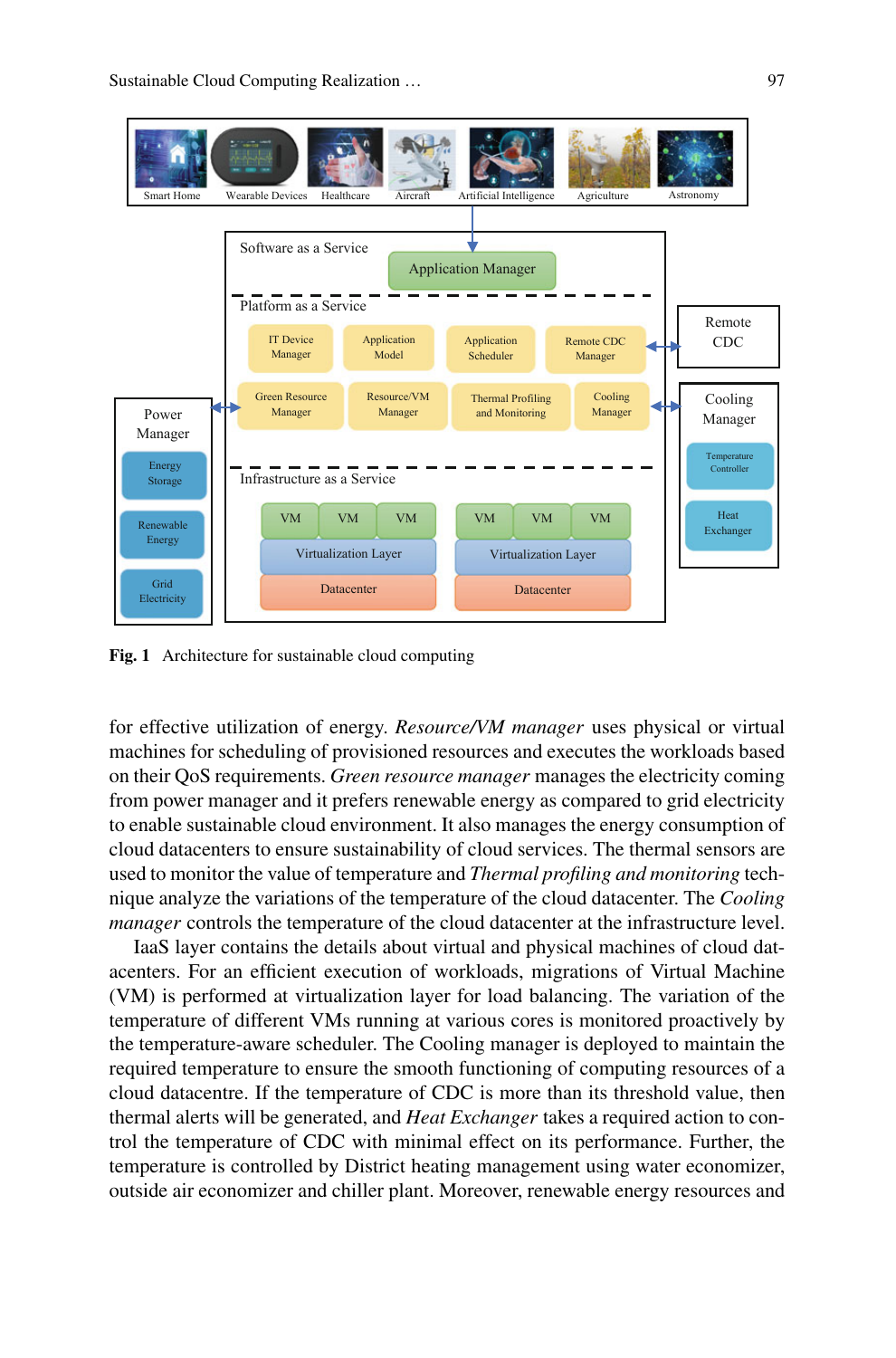**Fig. 1** Architecture for sustainable cloud computing

for effective utilization of energy. *Resource/VM manager* uses physical or virtual machines for scheduling of provisioned resources and executes the workloads based on their QoS requirements. *Green resource manager* manages the electricity coming from power manager and it prefers renewable energy as compared to grid electricity to enable sustainable cloud environment. It also manages the energy consumption of cloud datacenters to ensure sustainability of cloud services. The thermal sensors are used to monitor the value of temperature and *Thermal profiling and monitoring* technique analyze the variations of the temperature of the cloud datacenter. The *Cooling manager* controls the temperature of the cloud datacenter at the infrastructure level.

IaaS layer contains the details about virtual and physical machines of cloud datacenters. For an efficient execution of workloads, migrations of Virtual Machine (VM) is performed at virtualization layer for load balancing. The variation of the temperature of different VMs running at various cores is monitored proactively by the temperature-aware scheduler. The Cooling manager is deployed to maintain the required temperature to ensure the smooth functioning of computing resources of a cloud datacentre. If the temperature of CDC is more than its threshold value, then thermal alerts will be generated, and *Heat Exchanger* takes a required action to control the temperature of CDC with minimal effect on its performance. Further, the temperature is controlled by District heating management using water economizer, outside air economizer and chiller plant. Moreover, renewable energy resources and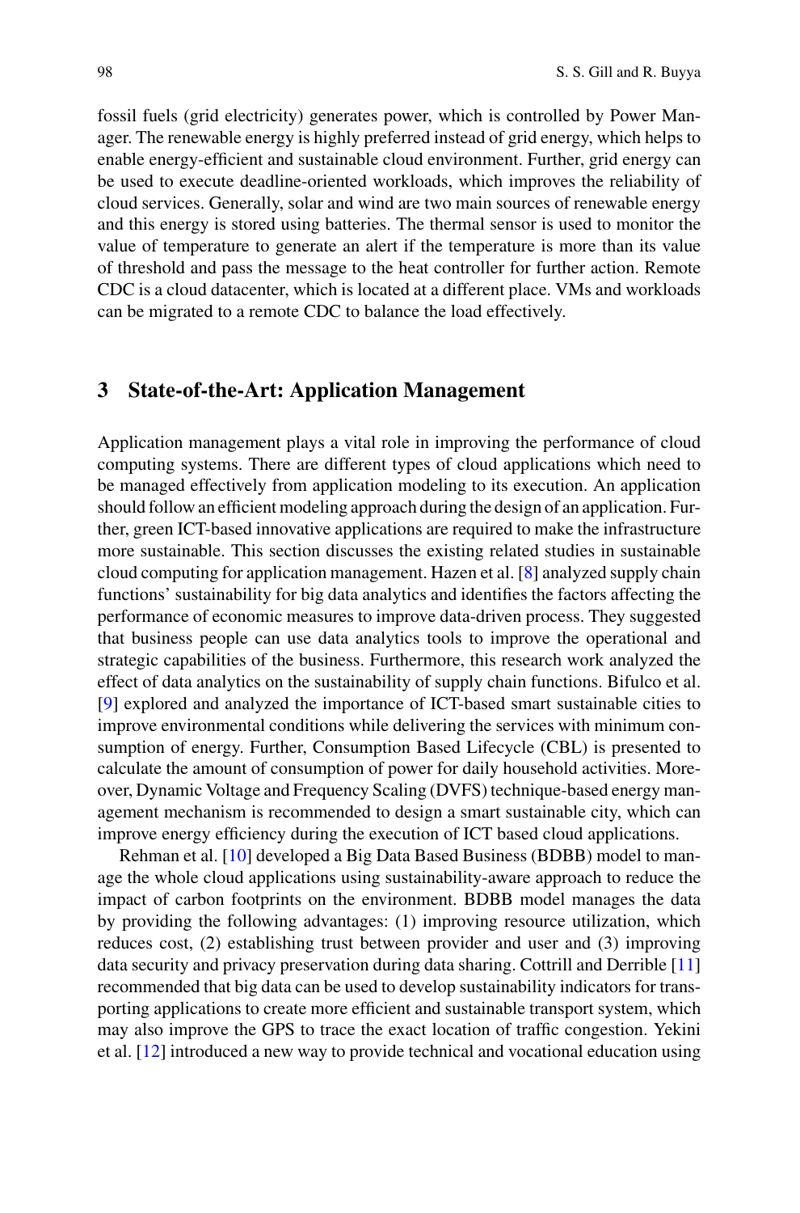fossil fuels (grid electricity) generates power, which is controlled by Power Manager. The renewable energy is highly preferred instead of grid energy, which helps to enable energy-efficient and sustainable cloud environment. Further, grid energy can be used to execute deadline-oriented workloads, which improves the reliability of cloud services. Generally, solar and wind are two main sources of renewable energy and this energy is stored using batteries. The thermal sensor is used to monitor the value of temperature to generate an alert if the temperature is more than its value of threshold and pass the message to the heat controller for further action. Remote CDC is a cloud datacenter, which is located at a different place. VMs and workloads can be migrated to a remote CDC to balance the load effectively.

## 3 State-of-the-Art: Application Management

Application management plays a vital role in improving the performance of cloud computing systems. There are different types of cloud applications which need to be managed effectively from application modeling to its execution. An application should follow an efficient modeling approach during the design of an application. Further, green ICT-based innovative applications are required to make the infrastructure more sustainable. This section discusses the existing related studies in sustainable cloud computing for application management. Hazen et al. [8] analyzed supply chain functions' sustainability for big data analytics and identifies the factors affecting the performance of economic measures to improve data-driven process. They suggested that business people can use data analytics tools to improve the operational and strategic capabilities of the business. Furthermore, this research work analyzed the effect of data analytics on the sustainability of supply chain functions. Bifulco et al. [9] explored and analyzed the importance of ICT-based smart sustainable cities to improve environmental conditions while delivering the services with minimum consumption of energy. Further, Consumption Based Lifecycle (CBL) is presented to calculate the amount of consumption of power for daily household activities. Moreover, Dynamic Voltage and Frequency Scaling (DVFS) technique-based energy management mechanism is recommended to design a smart sustainable city, which can improve energy efficiency during the execution of ICT based cloud applications.

Rehman et al. [10] developed a Big Data Based Business (BDBB) model to manage the whole cloud applications using sustainability-aware approach to reduce the impact of carbon footprints on the environment. BDBB model manages the data by providing the following advantages: (1) improving resource utilization, which reduces cost, (2) establishing trust between provider and user and (3) improving data security and privacy preservation during data sharing. Cottrill and Derrible [11] recommended that big data can be used to develop sustainability indicators for transporting applications to create more efficient and sustainable transport system, which may also improve the GPS to trace the exact location of traffic congestion. Yekini et al. [12] introduced a new way to provide technical and vocational education using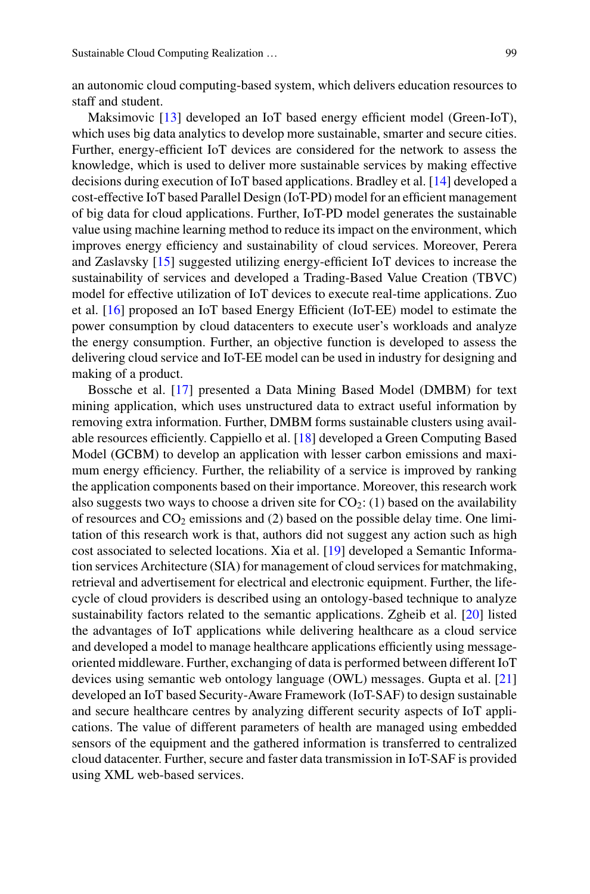an autonomic cloud computing-based system, which delivers education resources to staff and student.

Maksimovic [13] developed an IoT based energy efficient model (Green-IoT), which uses big data analytics to develop more sustainable, smarter and secure cities. Further, energy-efficient IoT devices are considered for the network to assess the knowledge, which is used to deliver more sustainable services by making effective decisions during execution of IoT based applications. Bradley et al. [14] developed a cost-effective IoT based Parallel Design (IoT-PD) model for an efficient management of big data for cloud applications. Further, IoT-PD model generates the sustainable value using machine learning method to reduce its impact on the environment, which improves energy efficiency and sustainability of cloud services. Moreover, Perera and Zaslavsky [15] suggested utilizing energy-efficient IoT devices to increase the sustainability of services and developed a Trading-Based Value Creation (TBVC) model for effective utilization of IoT devices to execute real-time applications. Zuo et al. [16] proposed an IoT based Energy Efficient (IoT-EE) model to estimate the power consumption by cloud datacenters to execute user's workloads and analyze the energy consumption. Further, an objective function is developed to assess the delivering cloud service and IoT-EE model can be used in industry for designing and making of a product.

Bossche et al. [17] presented a Data Mining Based Model (DMBM) for text mining application, which uses unstructured data to extract useful information by removing extra information. Further, DMBM forms sustainable clusters using available resources efficiently. Cappiello et al. [18] developed a Green Computing Based Model (GCBM) to develop an application with lesser carbon emissions and maximum energy efficiency. Further, the reliability of a service is improved by ranking the application components based on their importance. Moreover, this research work also suggests two ways to choose a driven site for $CO_2$: (1) based on the availability of resources and $CO_2$ emissions and (2) based on the possible delay time. One limitation of this research work is that, authors did not suggest any action such as high cost associated to selected locations. Xia et al. [19] developed a Semantic Information services Architecture (SIA) for management of cloud services for matchmaking, retrieval and advertisement for electrical and electronic equipment. Further, the lifecycle of cloud providers is described using an ontology-based technique to analyze sustainability factors related to the semantic applications. Zgheib et al. [20] listed the advantages of IoT applications while delivering healthcare as a cloud service and developed a model to manage healthcare applications efficiently using message-oriented middleware. Further, exchanging of data is performed between different IoT devices using semantic web ontology language (OWL) messages. Gupta et al. [21] developed an IoT based Security-Aware Framework (IoT-SAF) to design sustainable and secure healthcare centres by analyzing different security aspects of IoT applications. The value of different parameters of health are managed using embedded sensors of the equipment and the gathered information is transferred to centralized cloud datacenter. Further, secure and faster data transmission in IoT-SAF is provided using XML web-based services.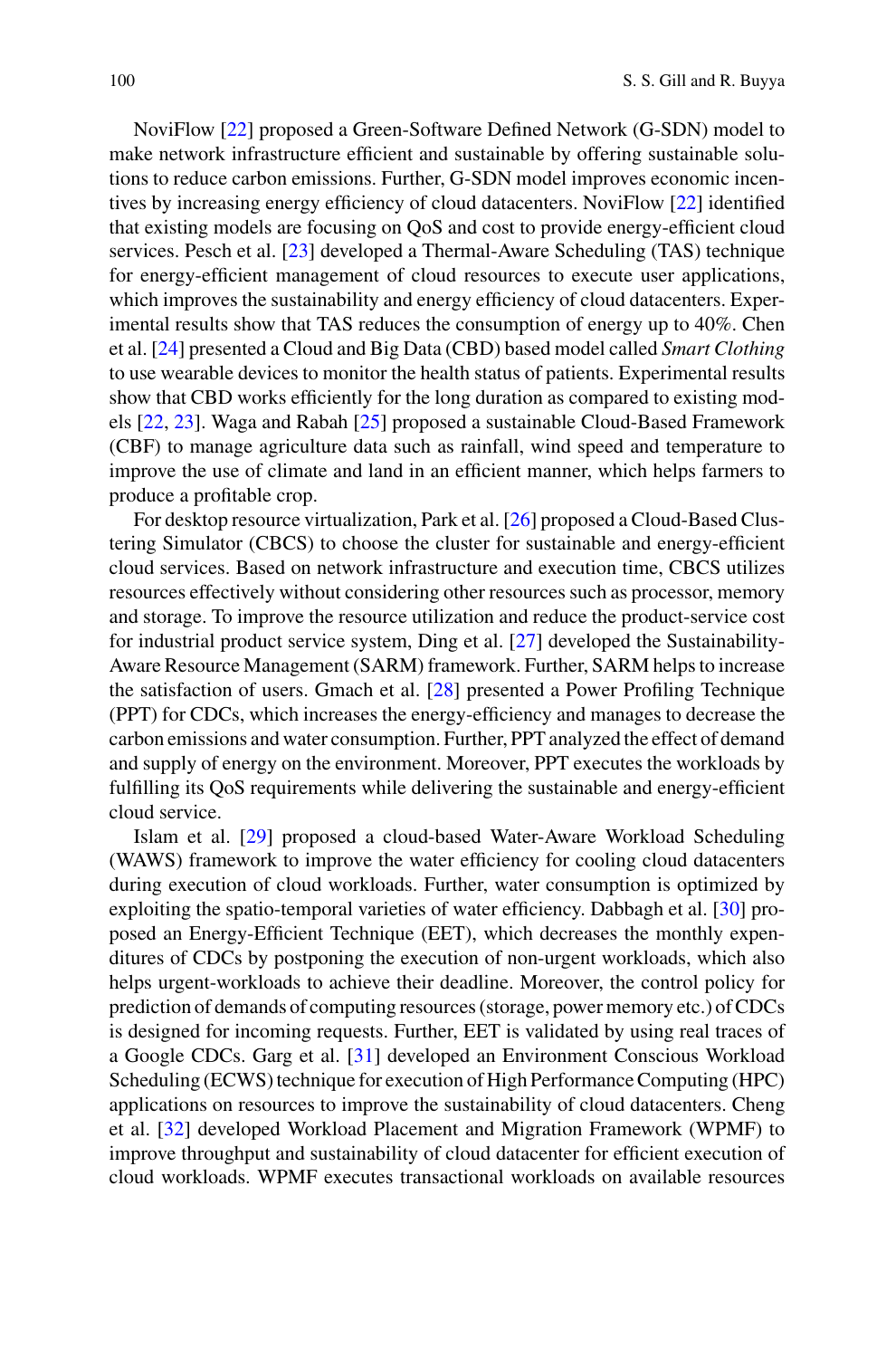NoviFlow [22] proposed a Green-Software Defined Network (G-SDN) model to make network infrastructure efficient and sustainable by offering sustainable solutions to reduce carbon emissions. Further, G-SDN model improves economic incentives by increasing energy efficiency of cloud datacenters. NoviFlow [22] identified that existing models are focusing on QoS and cost to provide energy-efficient cloud services. Pesch et al. [23] developed a Thermal-Aware Scheduling (TAS) technique for energy-efficient management of cloud resources to execute user applications, which improves the sustainability and energy efficiency of cloud datacenters. Experimental results show that TAS reduces the consumption of energy up to 40%. Chen et al. [24] presented a Cloud and Big Data (CBD) based model called *Smart Clothing* to use wearable devices to monitor the health status of patients. Experimental results show that CBD works efficiently for the long duration as compared to existing models [22, 23]. Waga and Rabah [25] proposed a sustainable Cloud-Based Framework (CBF) to manage agriculture data such as rainfall, wind speed and temperature to improve the use of climate and land in an efficient manner, which helps farmers to produce a profitable crop.

For desktop resource virtualization, Park et al. [26] proposed a Cloud-Based Clustering Simulator (CBCS) to choose the cluster for sustainable and energy-efficient cloud services. Based on network infrastructure and execution time, CBCS utilizes resources effectively without considering other resources such as processor, memory and storage. To improve the resource utilization and reduce the product-service cost for industrial product service system, Ding et al. [27] developed the Sustainability-Aware Resource Management (SARM) framework. Further, SARM helps to increase the satisfaction of users. Gmach et al. [28] presented a Power Profiling Technique (PPT) for CDCs, which increases the energy-efficiency and manages to decrease the carbon emissions and water consumption. Further, PPT analyzed the effect of demand and supply of energy on the environment. Moreover, PPT executes the workloads by fulfilling its QoS requirements while delivering the sustainable and energy-efficient cloud service.

Islam et al. [29] proposed a cloud-based Water-Aware Workload Scheduling (WAWS) framework to improve the water efficiency for cooling cloud datacenters during execution of cloud workloads. Further, water consumption is optimized by exploiting the spatio-temporal varieties of water efficiency. Dabbagh et al. [30] proposed an Energy-Efficient Technique (EET), which decreases the monthly expenditures of CDCs by postponing the execution of non-urgent workloads, which also helps urgent-workloads to achieve their deadline. Moreover, the control policy for prediction of demands of computing resources (storage, power memory etc.) of CDCs is designed for incoming requests. Further, EET is validated by using real traces of a Google CDCs. Garg et al. [31] developed an Environment Conscious Workload Scheduling (ECWS) technique for execution of High Performance Computing (HPC) applications on resources to improve the sustainability of cloud datacenters. Cheng et al. [32] developed Workload Placement and Migration Framework (WPMF) to improve throughput and sustainability of cloud datacenter for efficient execution of cloud workloads. WPMF executes transactional workloads on available resources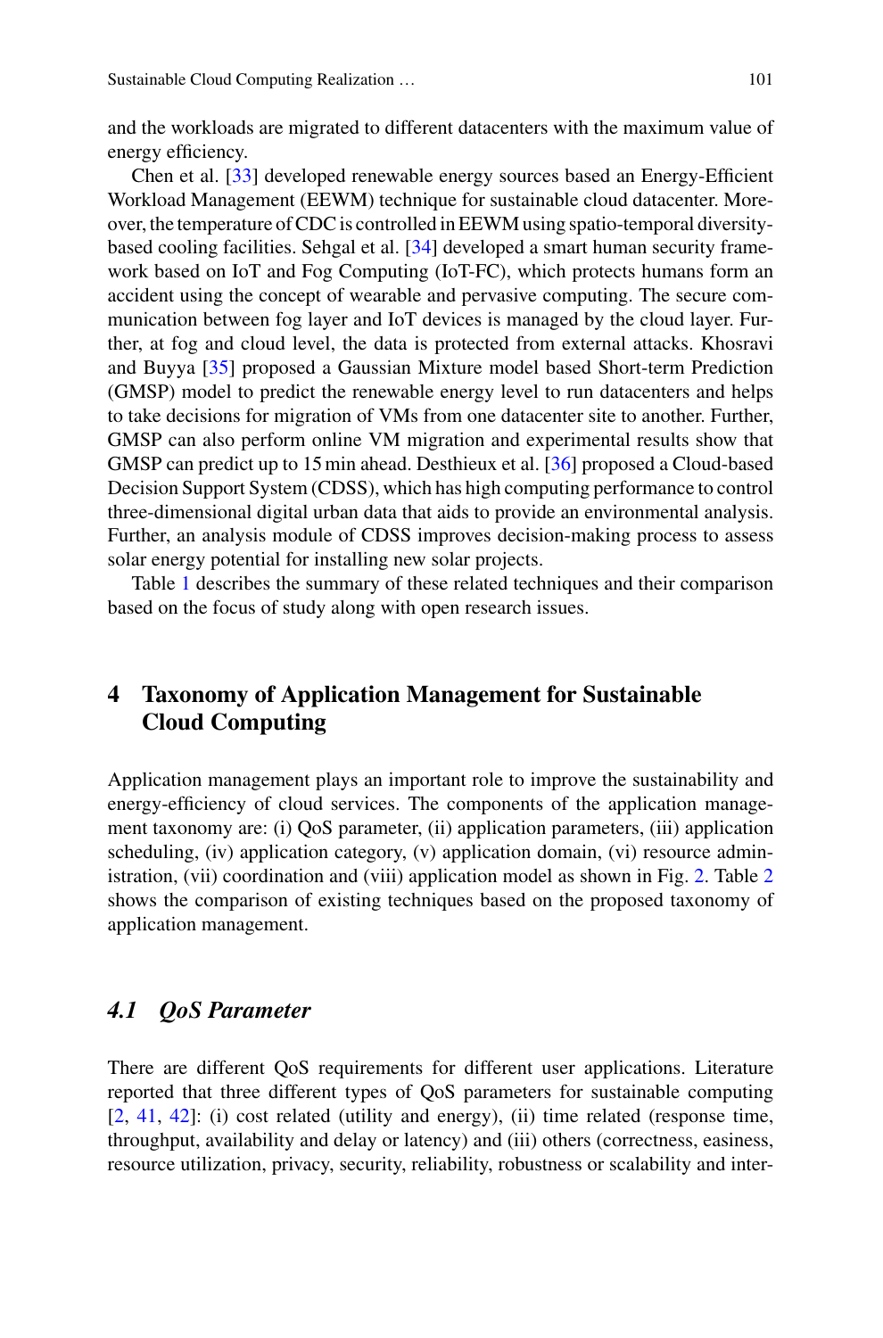and the workloads are migrated to different datacenters with the maximum value of energy efficiency.

Chen et al. [33] developed renewable energy sources based an Energy-Efficient Workload Management (EEWM) technique for sustainable cloud datacenter. Moreover, the temperature of CDC is controlled in EEWM using spatio-temporal diversity-based cooling facilities. Sehgal et al. [34] developed a smart human security framework based on IoT and Fog Computing (IoT-FC), which protects humans form an accident using the concept of wearable and pervasive computing. The secure communication between fog layer and IoT devices is managed by the cloud layer. Further, at fog and cloud level, the data is protected from external attacks. Khosravi and Buyya [35] proposed a Gaussian Mixture model based Short-term Prediction (GMSP) model to predict the renewable energy level to run datacenters and helps to take decisions for migration of VMs from one datacenter site to another. Further, GMSP can also perform online VM migration and experimental results show that GMSP can predict up to 15 min ahead. Desthieux et al. [36] proposed a Cloud-based Decision Support System (CDSS), which has high computing performance to control three-dimensional digital urban data that aids to provide an environmental analysis. Further, an analysis module of CDSS improves decision-making process to assess solar energy potential for installing new solar projects.

Table 1 describes the summary of these related techniques and their comparison based on the focus of study along with open research issues.

## 4 Taxonomy of Application Management for Sustainable Cloud Computing

Application management plays an important role to improve the sustainability and energy-efficiency of cloud services. The components of the application management taxonomy are: (i) QoS parameter, (ii) application parameters, (iii) application scheduling, (iv) application category, (v) application domain, (vi) resource administration, (vii) coordination and (viii) application model as shown in Fig. 2. Table 2 shows the comparison of existing techniques based on the proposed taxonomy of application management.

### *4.1 QoS Parameter*

There are different QoS requirements for different user applications. Literature reported that three different types of QoS parameters for sustainable computing [2, 41, 42]: (i) cost related (utility and energy), (ii) time related (response time, throughput, availability and delay or latency) and (iii) others (correctness, easiness, resource utilization, privacy, security, reliability, robustness or scalability and inter-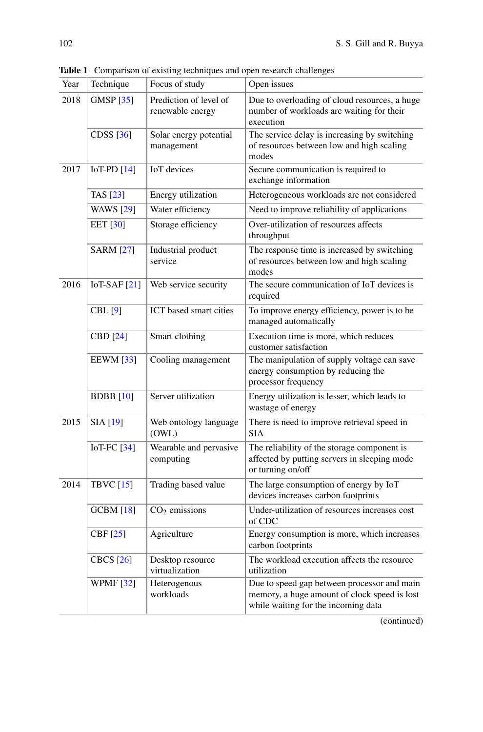**Table 1** Comparison of existing techniques and open research challenges

| Year | Technique | Focus of study | Open issues |
|---|---|---|---|
| 2018 | GMSP [35] | Prediction of level of renewable energy | Due to overloading of cloud resources, a huge number of workloads are waiting for their execution |
| | CDSS [36] | Solar energy potential management | The service delay is increasing by switching of resources between low and high scaling modes |
| 2017 | IoT-PD [14] | IoT devices | Secure communication is required to exchange information |
| | TAS [23] | Energy utilization | Heterogeneous workloads are not considered |
| | WAWS [29] | Water efficiency | Need to improve reliability of applications |
| | EET [30] | Storage efficiency | Over-utilization of resources affects throughput |
| | SARM [27] | Industrial product service | The response time is increased by switching of resources between low and high scaling modes |
| 2016 | IoT-SAF [21] | Web service security | The secure communication of IoT devices is required |
| | CBL [9] | ICT based smart cities | To improve energy efficiency, power is to be managed automatically |
| | CBD [24] | Smart clothing | Execution time is more, which reduces customer satisfaction |
| | EEWM [33] | Cooling management | The manipulation of supply voltage can save energy consumption by reducing the processor frequency |
| | BDBB [10] | Server utilization | Energy utilization is lesser, which leads to wastage of energy |
| 2015 | SIA [19] | Web ontology language (OWL) | There is need to improve retrieval speed in SIA |
| | IoT-FC [34] | Wearable and pervasive computing | The reliability of the storage component is affected by putting servers in sleeping mode or turning on/off |
| 2014 | TBVC [15] | Trading based value | The large consumption of energy by IoT devices increases carbon footprints |
| | GCBM [18] | $CO_2$ emissions | Under-utilization of resources increases cost of CDC |
| | CBF [25] | Agriculture | Energy consumption is more, which increases carbon footprints |
| | CBCS [26] | Desktop resource virtualization | The workload execution affects the resource utilization |
| | WPMF [32] | Heterogenous workloads | Due to speed gap between processor and main memory, a huge amount of clock speed is lost while waiting for the incoming data |

(continued)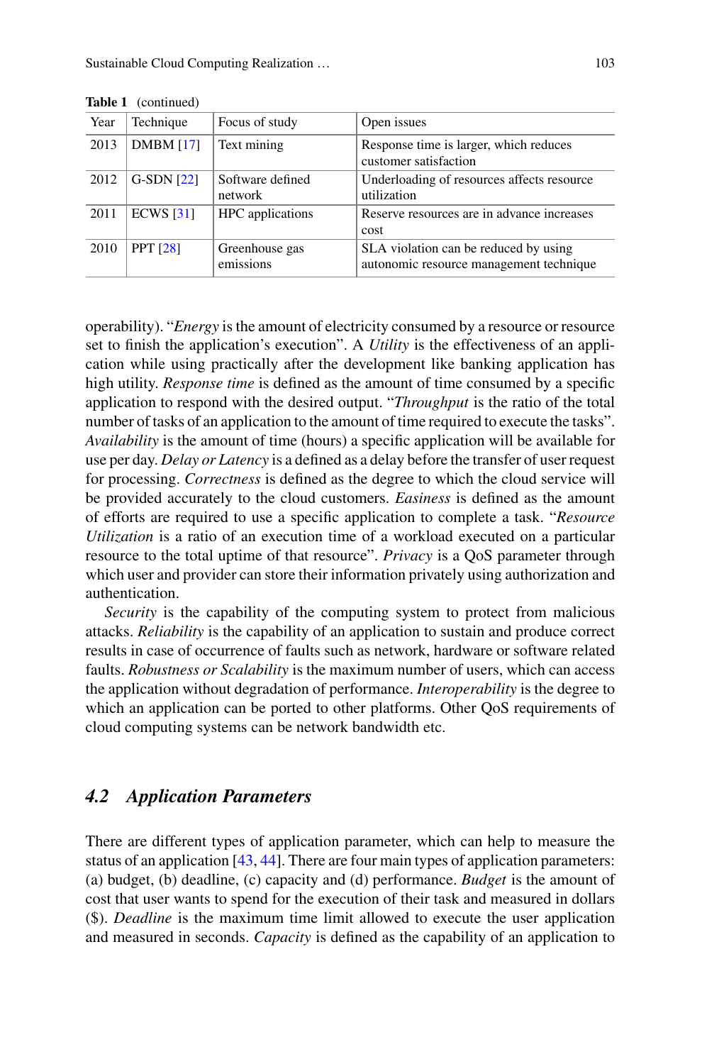**Table 1** (continued)

| Year | Technique | Focus of study | Open issues |
|---|---|---|---|
| 2013 | DMBM [17] | Text mining | Response time is larger, which reduces customer satisfaction |
| 2012 | G-SDN [22] | Software defined network | Underloading of resources affects resource utilization |
| 2011 | ECWS [31] | HPC applications | Reserve resources are in advance increases cost |
| 2010 | PPT [28] | Greenhouse gas emissions | SLA violation can be reduced by using autonomic resource management technique |

operability). "*Energy* is the amount of electricity consumed by a resource or resource set to finish the application's execution". A *Utility* is the effectiveness of an application while using practically after the development like banking application has high utility. *Response time* is defined as the amount of time consumed by a specific application to respond with the desired output. "*Throughput* is the ratio of the total number of tasks of an application to the amount of time required to execute the tasks". *Availability* is the amount of time (hours) a specific application will be available for use per day. *Delay or Latency* is a defined as a delay before the transfer of user request for processing. *Correctness* is defined as the degree to which the cloud service will be provided accurately to the cloud customers. *Easiness* is defined as the amount of efforts are required to use a specific application to complete a task. "*Resource Utilization* is a ratio of an execution time of a workload executed on a particular resource to the total uptime of that resource". *Privacy* is a QoS parameter through which user and provider can store their information privately using authorization and authentication.

*Security* is the capability of the computing system to protect from malicious attacks. *Reliability* is the capability of an application to sustain and produce correct results in case of occurrence of faults such as network, hardware or software related faults. *Robustness or Scalability* is the maximum number of users, which can access the application without degradation of performance. *Interoperability* is the degree to which an application can be ported to other platforms. Other QoS requirements of cloud computing systems can be network bandwidth etc.

## *4.2 Application Parameters*

There are different types of application parameter, which can help to measure the status of an application [43, 44]. There are four main types of application parameters: (a) budget, (b) deadline, (c) capacity and (d) performance. *Budget* is the amount of cost that user wants to spend for the execution of their task and measured in dollars ($). *Deadline* is the maximum time limit allowed to execute the user application and measured in seconds. *Capacity* is defined as the capability of an application to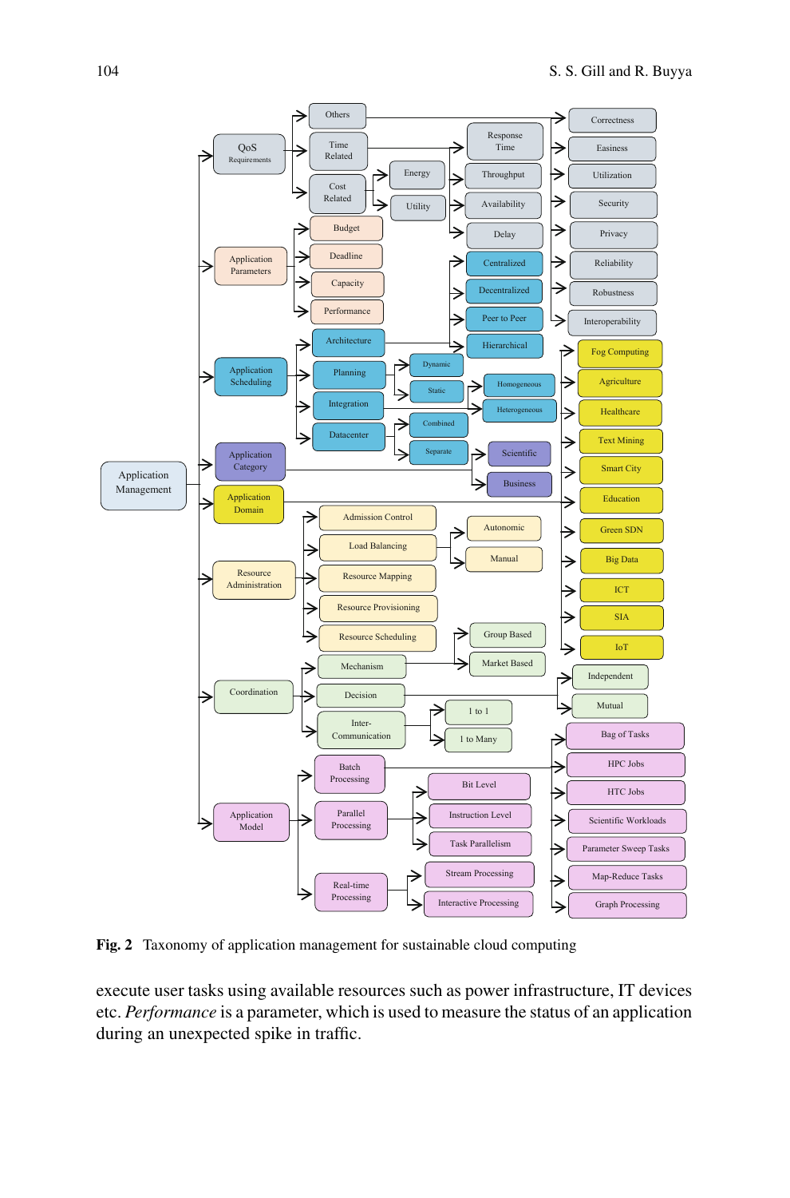Application Management

QoS Requirements
Others
Time Related
Cost Related
Energy
Utility
Response Time
Throughput
Availability
Delay
Correctness
Easiness
Utilization
Security
Privacy
Reliability
Robustness
Interoperability

Application Parameters
Budget
Deadline
Capacity
Performance

Application Scheduling
Architecture
Planning
Integration
Datacenter
Centralized
Decentralized
Peer to Peer
Hierarchical
Dynamic
Static
Homogeneous
Heterogeneous
Combined
Separate

Application Category
Scientific
Business

Application Domain
Fog Computing
Agriculture
Healthcare
Text Mining
Smart City
Education
Green SDN
Big Data
ICT
SIA
IoT

Resource Administration
Admission Control
Load Balancing
Resource Mapping
Resource Provisioning
Resource Scheduling
Autonomic
Manual
Group Based
Market Based

Coordination
Mechanism
Decision
Inter-Communication
Independent
Mutual
1 to 1
1 to Many

Application Model
Batch Processing
Parallel Processing
Real-time Processing
Bit Level
Instruction Level
Task Parallelism
Stream Processing
Interactive Processing
Bag of Tasks
HPC Jobs
HTC Jobs
Scientific Workloads
Parameter Sweep Tasks
Map-Reduce Tasks
Graph Processing

**Fig. 2** Taxonomy of application management for sustainable cloud computing

execute user tasks using available resources such as power infrastructure, IT devices etc. *Performance* is a parameter, which is used to measure the status of an application during an unexpected spike in traffic.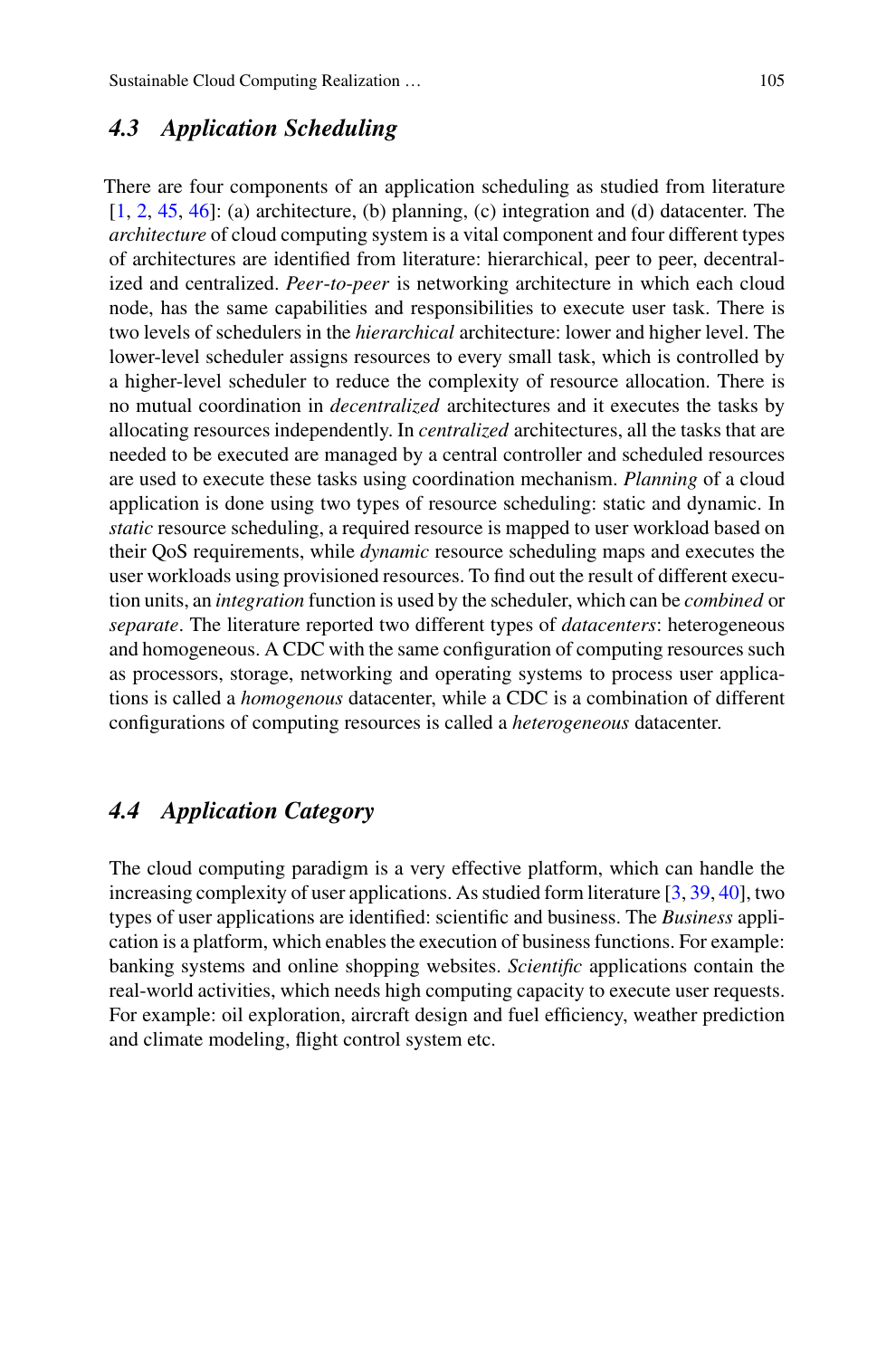### *4.3 Application Scheduling*

There are four components of an application scheduling as studied from literature [1, 2, 45, 46]: (a) architecture, (b) planning, (c) integration and (d) datacenter. The *architecture* of cloud computing system is a vital component and four different types of architectures are identified from literature: hierarchical, peer to peer, decentralized and centralized. *Peer-to-peer* is networking architecture in which each cloud node, has the same capabilities and responsibilities to execute user task. There is two levels of schedulers in the *hierarchical* architecture: lower and higher level. The lower-level scheduler assigns resources to every small task, which is controlled by a higher-level scheduler to reduce the complexity of resource allocation. There is no mutual coordination in *decentralized* architectures and it executes the tasks by allocating resources independently. In *centralized* architectures, all the tasks that are needed to be executed are managed by a central controller and scheduled resources are used to execute these tasks using coordination mechanism. *Planning* of a cloud application is done using two types of resource scheduling: static and dynamic. In *static* resource scheduling, a required resource is mapped to user workload based on their QoS requirements, while *dynamic* resource scheduling maps and executes the user workloads using provisioned resources. To find out the result of different execution units, an *integration* function is used by the scheduler, which can be *combined* or *separate*. The literature reported two different types of *datacenters*: heterogeneous and homogeneous. A CDC with the same configuration of computing resources such as processors, storage, networking and operating systems to process user applications is called a *homogenous* datacenter, while a CDC is a combination of different configurations of computing resources is called a *heterogeneous* datacenter.

### *4.4 Application Category*

The cloud computing paradigm is a very effective platform, which can handle the increasing complexity of user applications. As studied form literature [3, 39, 40], two types of user applications are identified: scientific and business. The *Business* application is a platform, which enables the execution of business functions. For example: banking systems and online shopping websites. *Scientific* applications contain the real-world activities, which needs high computing capacity to execute user requests. For example: oil exploration, aircraft design and fuel efficiency, weather prediction and climate modeling, flight control system etc.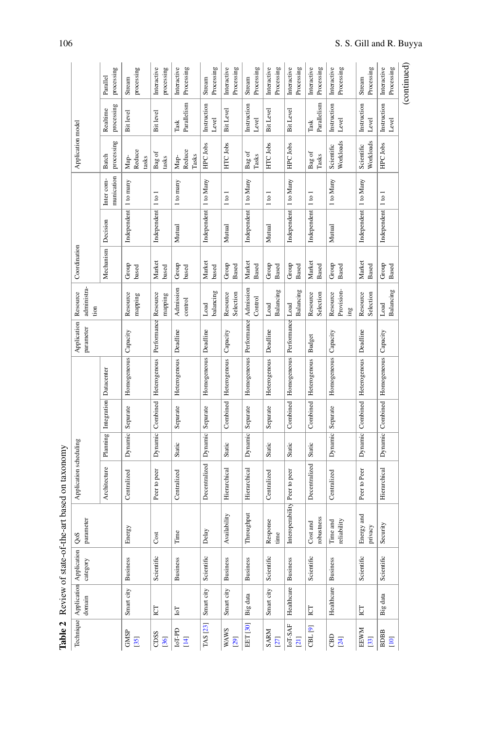**Table 2** Review of state-of-the-art based on taxonomy

| Technique | Application domain | Application category | QoS parameter | Application scheduling | | | | Application parameter | Resource administration | Coordination | | | Application model | | |
|---|---|---|---|---|---|---|---|---|---|---|---|---|---|---|---|
| | | | | Architecture | Planning | Integration | Datacenter | | | Mechanism | Decision | Inter communication | Batch processing | Realtime processing | Parallel processing |
| GMSP [35] | Smart city | Business | Energy | Centralized | Dynamic | Separate | Homogeneous | Capacity | Resource mapping | Group based | Independent | 1 to many | Map-Reduce tasks | Bit level | Stream processing |
| CDSS [36] | ICT | Scientific | Cost | Peer to peer | Dynamic | Combined | Heterogenous | Performance | Resource mapping | Market based | Independent | 1 to 1 | Bag of tasks | Bit level | Interactive processing |
| IoT-PD [14] | IoT | Business | Time | Centralized | Static | Separate | Heterogenous | Deadline | Admission control | Group based | Mutual | 1 to many | Map-Reduce Tasks | Task Parallelism | Interactive Processing |
| TAS [23] | Smart city | Scientific | Delay | Decentralized | Dynamic | Separate | Homogeneous | Deadline | Load balancing | Market based | Independent | 1 to Many | HPC Jobs | Instruction Level | Stream Processing |
| WAWS [29] | Smart city | Business | Availability | Hierarchical | Static | Combined | Heterogenous | Capacity | Resource Selection | Group Based | Mutual | 1 to 1 | HTC Jobs | Bit Level | Interactive Processing |
| EET [30] | Big data | Business | Throughput | Hierarchical | Dynamic | Separate | Homogeneous | Performance | Admission Control | Market Based | Independent | 1 to Many | Bag of Tasks | Instruction Level | Stream Processing |
| SARM [27] | Smart city | Scientific | Response time | Centralized | Static | Separate | Heterogenous | Deadline | Load Balancing | Group Based | Mutual | 1 to 1 | HTC Jobs | Bit Level | Interactive Processing |
| IoT-SAF [21] | Healthcare | Business | Interoperability | Peer to peer | Static | Combined | Homogeneous | Performance | Load Balancing | Group Based | Independent | 1 to Many | HPC Jobs | Bit Level | Interactive Processing |
| CBL [9] | ICT | Scientific | Cost and robustness | Decentralized | Static | Combined | Heterogenous | Budget | Resource Selection | Market Based | Independent | 1 to 1 | Bag of Tasks | Task Parallelism | Interactive Processing |
| CBD [24] | Healthcare | Business | Time and reliability | Centralized | Dynamic | Separate | Homogeneous | Capacity | Resource Provisioning | Group Based | Mutual | 1 to Many | Scientific Workloads | Instruction Level | Interactive Processing |
| EEWM [33] | ICT | Scientific | Energy and privacy | Peer to Peer | Dynamic | Combined | Heterogenous | Deadline | Resource Selection | Market Based | Independent | 1 to Many | Scientific Workloads | Instruction Level | Stream Processing |
| BDBB [10] | Big data | Scientific | Security | Hierarchical | Dynamic | Combined | Homogeneous | Capacity | Load Balancing | Group Based | Independent | 1 to 1 | HPC Jobs | Instruction Level | Interactive Processing |

(continued)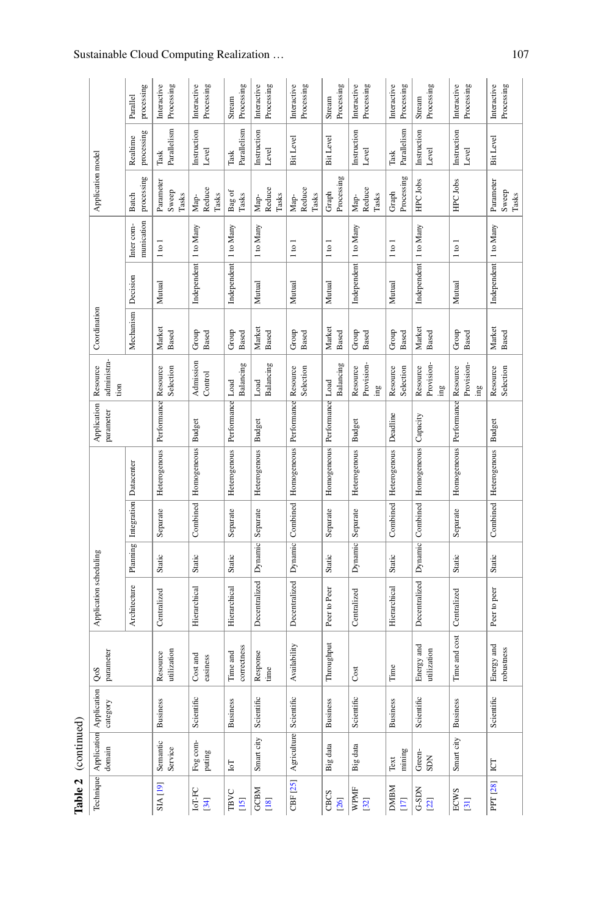**Table 2** (continued)

| Technique | Application domain | Application category | QoS parameter | Application scheduling | | | | Application parameter | Resource administration | Coordination | | | Application model | | |
|---|---|---|---|---|---|---|---|---|---|---|---|---|---|---|---|
| | | | | Architecture | Planning | Integration | Datacenter | | | Mechanism | Decision | Inter communication | Batch processing | Realtime processing | Parallel processing |
| SIA [19] | Semantic Service | Business | Resource utilization | Centralized | Static | Separate | Heterogenous | Performance | Resource Selection | Market Based | Mutual | 1 to 1 | Parameter Sweep Tasks | Task Parallelism | Interactive Processing |
| IoT-FC [34] | Fog computing | Scientific | Cost and easiness | Hierarchical | Static | Combined | Homogeneous | Budget | Admission Control | Group Based | Independent | 1 to Many | Map-Reduce Tasks | Instruction Level | Interactive Processing |
| TBVC [15] | IoT | Business | Time and correctness | Hierarchical | Static | Separate | Heterogenous | Performance | Load Balancing | Group Based | Independent | 1 to Many | Bag of Tasks | Task Parallelism | Stream Processing |
| GCBM [18] | Smart city | Scientific | Response time | Decentralized | Dynamic | Separate | Heterogenous | Budget | Load Balancing | Market Based | Mutual | 1 to Many | Map-Reduce Tasks | Instruction Level | Interactive Processing |
| CBF [25] | Agriculture | Scientific | Availability | Decentralized | Dynamic | Combined | Homogeneous | Performance | Resource Selection | Group Based | Mutual | 1 to 1 | Map-Reduce Tasks | Bit Level | Interactive Processing |
| CBCS [26] | Big data | Business | Throughput | Peer to Peer | Static | Separate | Homogeneous | Performance | Load Balancing | Market Based | Mutual | 1 to 1 | Graph Processing | Bit Level | Stream Processing |
| WPMF [32] | Big data | Scientific | Cost | Centralized | Dynamic | Separate | Heterogenous | Budget | Resource Provisioning | Group Based | Independent | 1 to Many | Map-Reduce Tasks | Instruction Level | Interactive Processing |
| DMBM [17] | Text mining | Business | Time | Hierarchical | Static | Combined | Heterogenous | Deadline | Resource Selection | Group Based | Mutual | 1 to 1 | Graph Processing | Task Parallelism | Interactive Processing |
| G-SDN [22] | Green-SDN | Scientific | Energy and utilization | Decentralized | Dynamic | Combined | Homogeneous | Capacity | Resource Provisioning | Market Based | Independent | 1 to Many | HPC Jobs | Instruction Level | Stream Processing |
| ECWS [31] | Smart city | Business | Time and cost | Centralized | Static | Separate | Homogeneous | Performance | Resource Provisioning | Group Based | Mutual | 1 to 1 | HPC Jobs | Instruction Level | Interactive Processing |
| PPT [28] | ICT | Scientific | Energy and robustness | Peer to peer | Static | Combined | Heterogenous | Budget | Resource Selection | Market Based | Independent | 1 to Many | Parameter Sweep Tasks | Bit Level | Interactive Processing |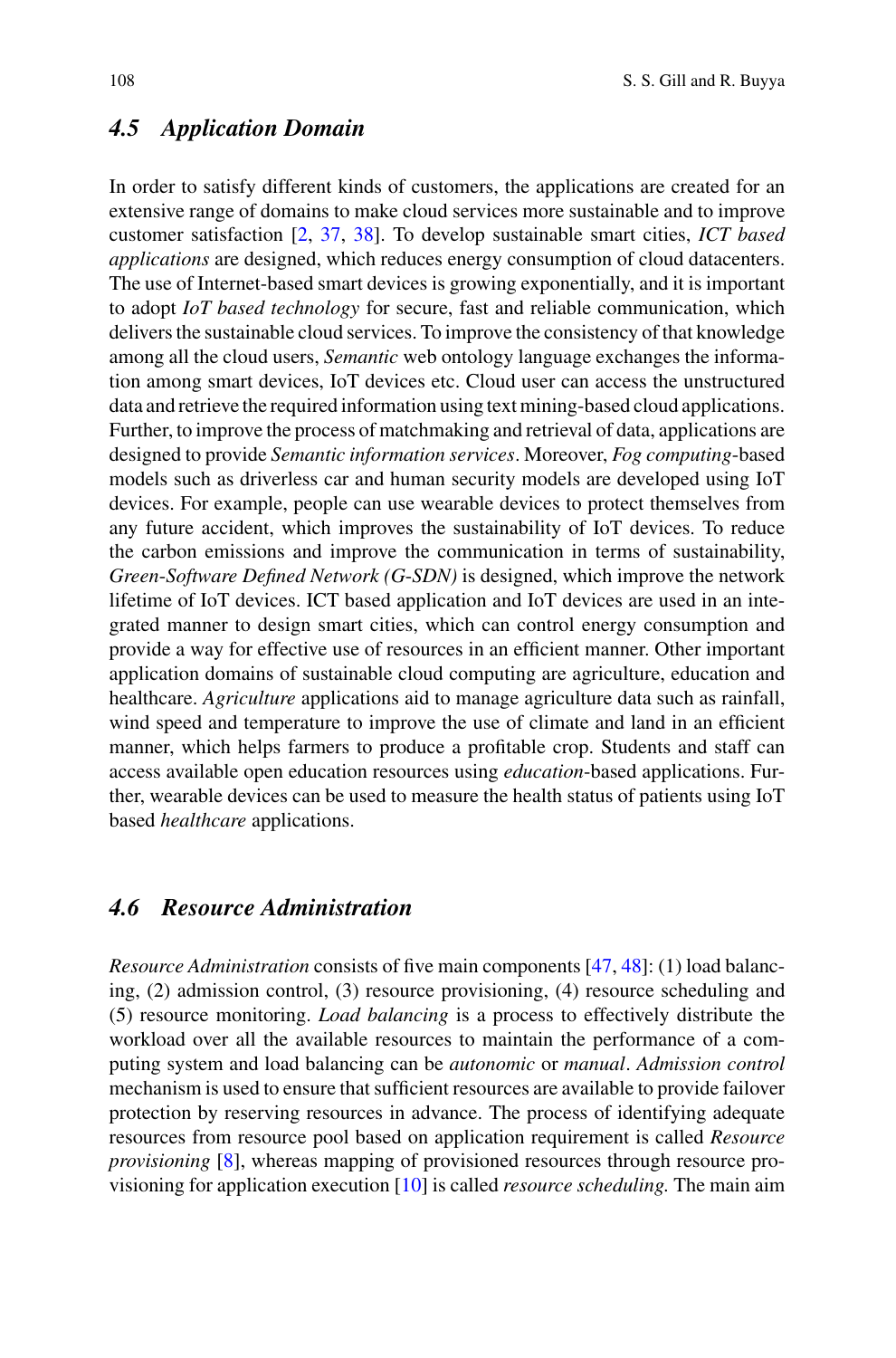### 4.5 Application Domain

In order to satisfy different kinds of customers, the applications are created for an extensive range of domains to make cloud services more sustainable and to improve customer satisfaction [2, 37, 38]. To develop sustainable smart cities, *ICT based applications* are designed, which reduces energy consumption of cloud datacenters. The use of Internet-based smart devices is growing exponentially, and it is important to adopt *IoT based technology* for secure, fast and reliable communication, which delivers the sustainable cloud services. To improve the consistency of that knowledge among all the cloud users, *Semantic* web ontology language exchanges the information among smart devices, IoT devices etc. Cloud user can access the unstructured data and retrieve the required information using text mining-based cloud applications. Further, to improve the process of matchmaking and retrieval of data, applications are designed to provide *Semantic information services*. Moreover, *Fog computing*-based models such as driverless car and human security models are developed using IoT devices. For example, people can use wearable devices to protect themselves from any future accident, which improves the sustainability of IoT devices. To reduce the carbon emissions and improve the communication in terms of sustainability, *Green-Software Defined Network (G-SDN)* is designed, which improve the network lifetime of IoT devices. ICT based application and IoT devices are used in an integrated manner to design smart cities, which can control energy consumption and provide a way for effective use of resources in an efficient manner. Other important application domains of sustainable cloud computing are agriculture, education and healthcare. *Agriculture* applications aid to manage agriculture data such as rainfall, wind speed and temperature to improve the use of climate and land in an efficient manner, which helps farmers to produce a profitable crop. Students and staff can access available open education resources using *education*-based applications. Further, wearable devices can be used to measure the health status of patients using IoT based *healthcare* applications.

### 4.6 Resource Administration

*Resource Administration* consists of five main components [47, 48]: (1) load balancing, (2) admission control, (3) resource provisioning, (4) resource scheduling and (5) resource monitoring. *Load balancing* is a process to effectively distribute the workload over all the available resources to maintain the performance of a computing system and load balancing can be *autonomic* or *manual*. *Admission control* mechanism is used to ensure that sufficient resources are available to provide failover protection by reserving resources in advance. The process of identifying adequate resources from resource pool based on application requirement is called *Resource provisioning* [8], whereas mapping of provisioned resources through resource provisioning for application execution [10] is called *resource scheduling.* The main aim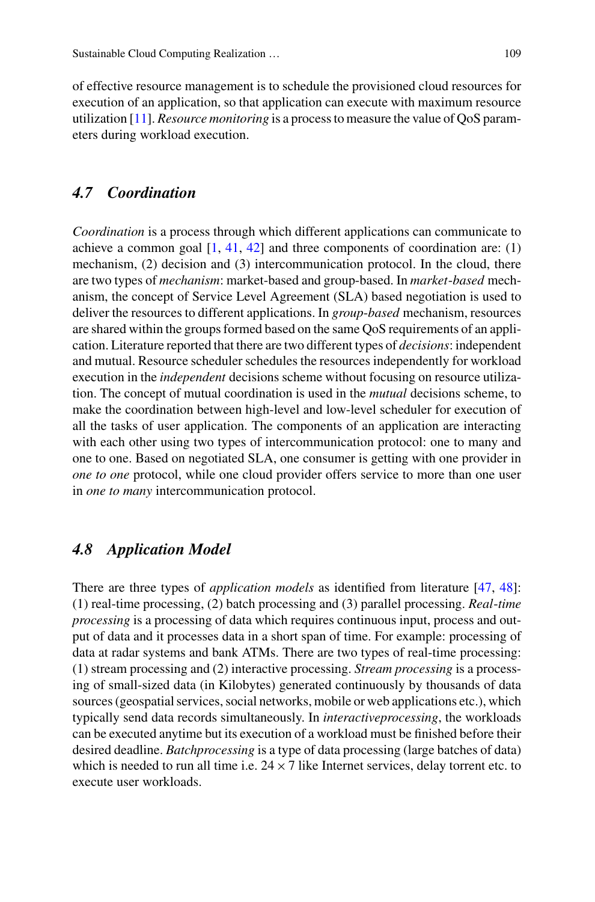of effective resource management is to schedule the provisioned cloud resources for execution of an application, so that application can execute with maximum resource utilization [11]. *Resource monitoring* is a process to measure the value of QoS parameters during workload execution.

### 4.7 Coordination

*Coordination* is a process through which different applications can communicate to achieve a common goal [1, 41, 42] and three components of coordination are: (1) mechanism, (2) decision and (3) intercommunication protocol. In the cloud, there are two types of *mechanism*: market-based and group-based. In *market-based* mechanism, the concept of Service Level Agreement (SLA) based negotiation is used to deliver the resources to different applications. In *group-based* mechanism, resources are shared within the groups formed based on the same QoS requirements of an application. Literature reported that there are two different types of *decisions*: independent and mutual. Resource scheduler schedules the resources independently for workload execution in the *independent* decisions scheme without focusing on resource utilization. The concept of mutual coordination is used in the *mutual* decisions scheme, to make the coordination between high-level and low-level scheduler for execution of all the tasks of user application. The components of an application are interacting with each other using two types of intercommunication protocol: one to many and one to one. Based on negotiated SLA, one consumer is getting with one provider in *one to one* protocol, while one cloud provider offers service to more than one user in *one to many* intercommunication protocol.

### 4.8 Application Model

There are three types of *application models* as identified from literature [47, 48]: (1) real-time processing, (2) batch processing and (3) parallel processing. *Real-time processing* is a processing of data which requires continuous input, process and output of data and it processes data in a short span of time. For example: processing of data at radar systems and bank ATMs. There are two types of real-time processing: (1) stream processing and (2) interactive processing. *Stream processing* is a processing of small-sized data (in Kilobytes) generated continuously by thousands of data sources (geospatial services, social networks, mobile or web applications etc.), which typically send data records simultaneously. In *interactiveprocessing*, the workloads can be executed anytime but its execution of a workload must be finished before their desired deadline. *Batchprocessing* is a type of data processing (large batches of data) which is needed to run all time i.e. $24 \times 7$ like Internet services, delay torrent etc. to execute user workloads.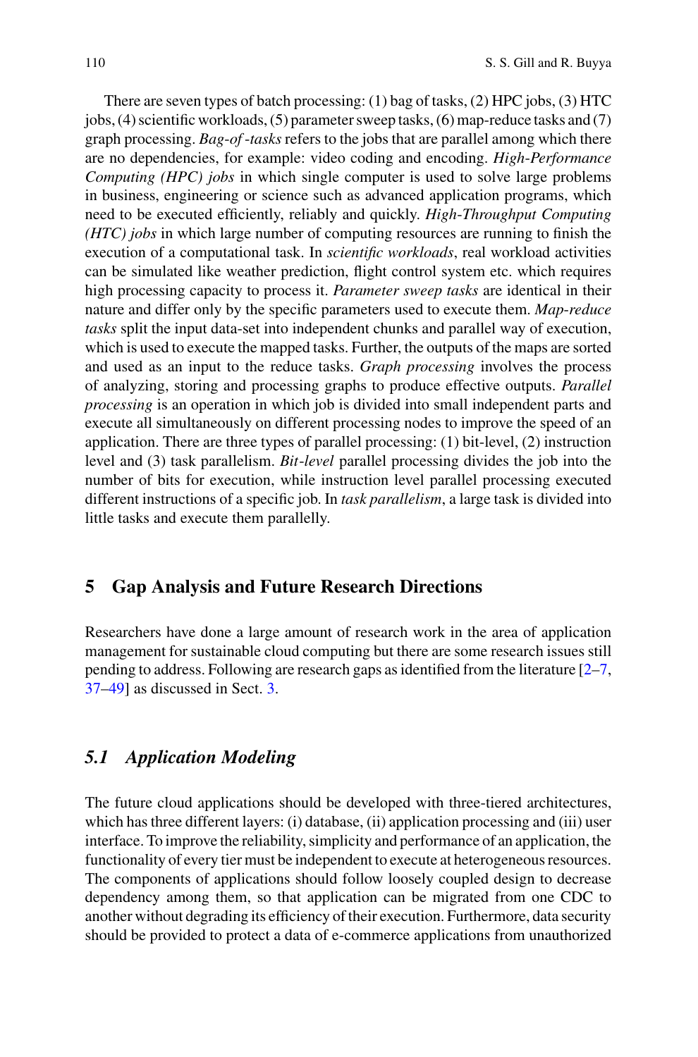There are seven types of batch processing: (1) bag of tasks, (2) HPC jobs, (3) HTC jobs, (4) scientific workloads, (5) parameter sweep tasks, (6) map-reduce tasks and (7) graph processing. *Bag-of-tasks* refers to the jobs that are parallel among which there are no dependencies, for example: video coding and encoding. *High-Performance Computing (HPC) jobs* in which single computer is used to solve large problems in business, engineering or science such as advanced application programs, which need to be executed efficiently, reliably and quickly. *High-Throughput Computing (HTC) jobs* in which large number of computing resources are running to finish the execution of a computational task. In *scientific workloads*, real workload activities can be simulated like weather prediction, flight control system etc. which requires high processing capacity to process it. *Parameter sweep tasks* are identical in their nature and differ only by the specific parameters used to execute them. *Map-reduce tasks* split the input data-set into independent chunks and parallel way of execution, which is used to execute the mapped tasks. Further, the outputs of the maps are sorted and used as an input to the reduce tasks. *Graph processing* involves the process of analyzing, storing and processing graphs to produce effective outputs. *Parallel processing* is an operation in which job is divided into small independent parts and execute all simultaneously on different processing nodes to improve the speed of an application. There are three types of parallel processing: (1) bit-level, (2) instruction level and (3) task parallelism. *Bit-level* parallel processing divides the job into the number of bits for execution, while instruction level parallel processing executed different instructions of a specific job. In *task parallelism*, a large task is divided into little tasks and execute them parallelly.

## 5 Gap Analysis and Future Research Directions

Researchers have done a large amount of research work in the area of application management for sustainable cloud computing but there are some research issues still pending to address. Following are research gaps as identified from the literature [2–7, 37–49] as discussed in Sect. 3.

### 5.1 Application Modeling

The future cloud applications should be developed with three-tiered architectures, which has three different layers: (i) database, (ii) application processing and (iii) user interface. To improve the reliability, simplicity and performance of an application, the functionality of every tier must be independent to execute at heterogeneous resources. The components of applications should follow loosely coupled design to decrease dependency among them, so that application can be migrated from one CDC to another without degrading its efficiency of their execution. Furthermore, data security should be provided to protect a data of e-commerce applications from unauthorized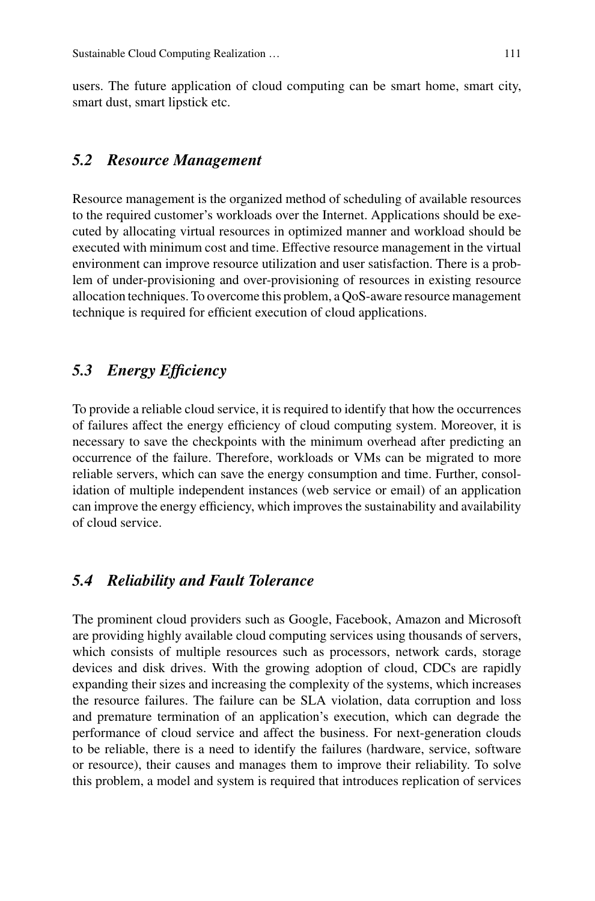users. The future application of cloud computing can be smart home, smart city, smart dust, smart lipstick etc.

### *5.2 Resource Management*

Resource management is the organized method of scheduling of available resources to the required customer's workloads over the Internet. Applications should be executed by allocating virtual resources in optimized manner and workload should be executed with minimum cost and time. Effective resource management in the virtual environment can improve resource utilization and user satisfaction. There is a problem of under-provisioning and over-provisioning of resources in existing resource allocation techniques. To overcome this problem, a QoS-aware resource management technique is required for efficient execution of cloud applications.

### *5.3 Energy Efficiency*

To provide a reliable cloud service, it is required to identify that how the occurrences of failures affect the energy efficiency of cloud computing system. Moreover, it is necessary to save the checkpoints with the minimum overhead after predicting an occurrence of the failure. Therefore, workloads or VMs can be migrated to more reliable servers, which can save the energy consumption and time. Further, consolidation of multiple independent instances (web service or email) of an application can improve the energy efficiency, which improves the sustainability and availability of cloud service.

### *5.4 Reliability and Fault Tolerance*

The prominent cloud providers such as Google, Facebook, Amazon and Microsoft are providing highly available cloud computing services using thousands of servers, which consists of multiple resources such as processors, network cards, storage devices and disk drives. With the growing adoption of cloud, CDCs are rapidly expanding their sizes and increasing the complexity of the systems, which increases the resource failures. The failure can be SLA violation, data corruption and loss and premature termination of an application's execution, which can degrade the performance of cloud service and affect the business. For next-generation clouds to be reliable, there is a need to identify the failures (hardware, service, software or resource), their causes and manages them to improve their reliability. To solve this problem, a model and system is required that introduces replication of services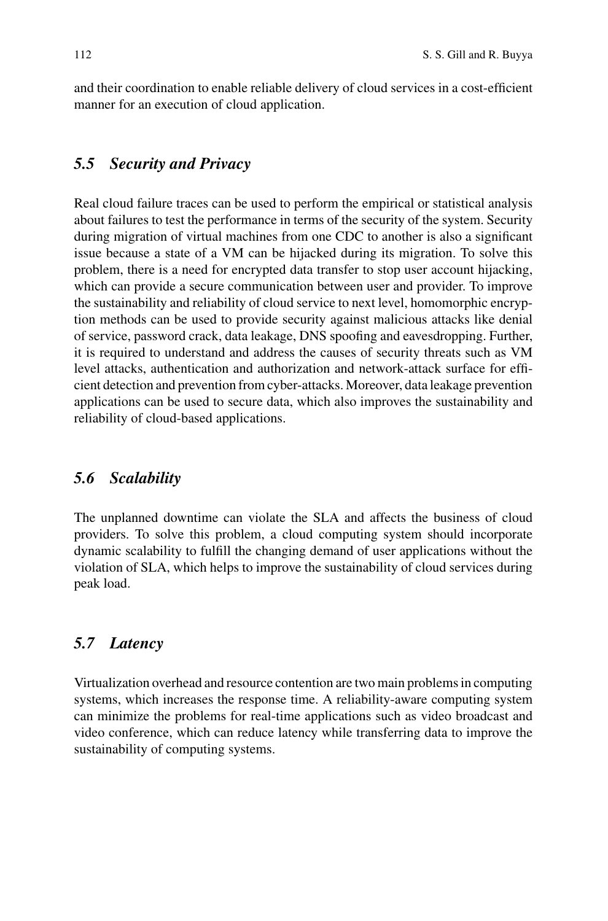and their coordination to enable reliable delivery of cloud services in a cost-efficient manner for an execution of cloud application.

## *5.5 Security and Privacy*

Real cloud failure traces can be used to perform the empirical or statistical analysis about failures to test the performance in terms of the security of the system. Security during migration of virtual machines from one CDC to another is also a significant issue because a state of a VM can be hijacked during its migration. To solve this problem, there is a need for encrypted data transfer to stop user account hijacking, which can provide a secure communication between user and provider. To improve the sustainability and reliability of cloud service to next level, homomorphic encryption methods can be used to provide security against malicious attacks like denial of service, password crack, data leakage, DNS spoofing and eavesdropping. Further, it is required to understand and address the causes of security threats such as VM level attacks, authentication and authorization and network-attack surface for efficient detection and prevention from cyber-attacks. Moreover, data leakage prevention applications can be used to secure data, which also improves the sustainability and reliability of cloud-based applications.

## *5.6 Scalability*

The unplanned downtime can violate the SLA and affects the business of cloud providers. To solve this problem, a cloud computing system should incorporate dynamic scalability to fulfill the changing demand of user applications without the violation of SLA, which helps to improve the sustainability of cloud services during peak load.

## *5.7 Latency*

Virtualization overhead and resource contention are two main problems in computing systems, which increases the response time. A reliability-aware computing system can minimize the problems for real-time applications such as video broadcast and video conference, which can reduce latency while transferring data to improve the sustainability of computing systems.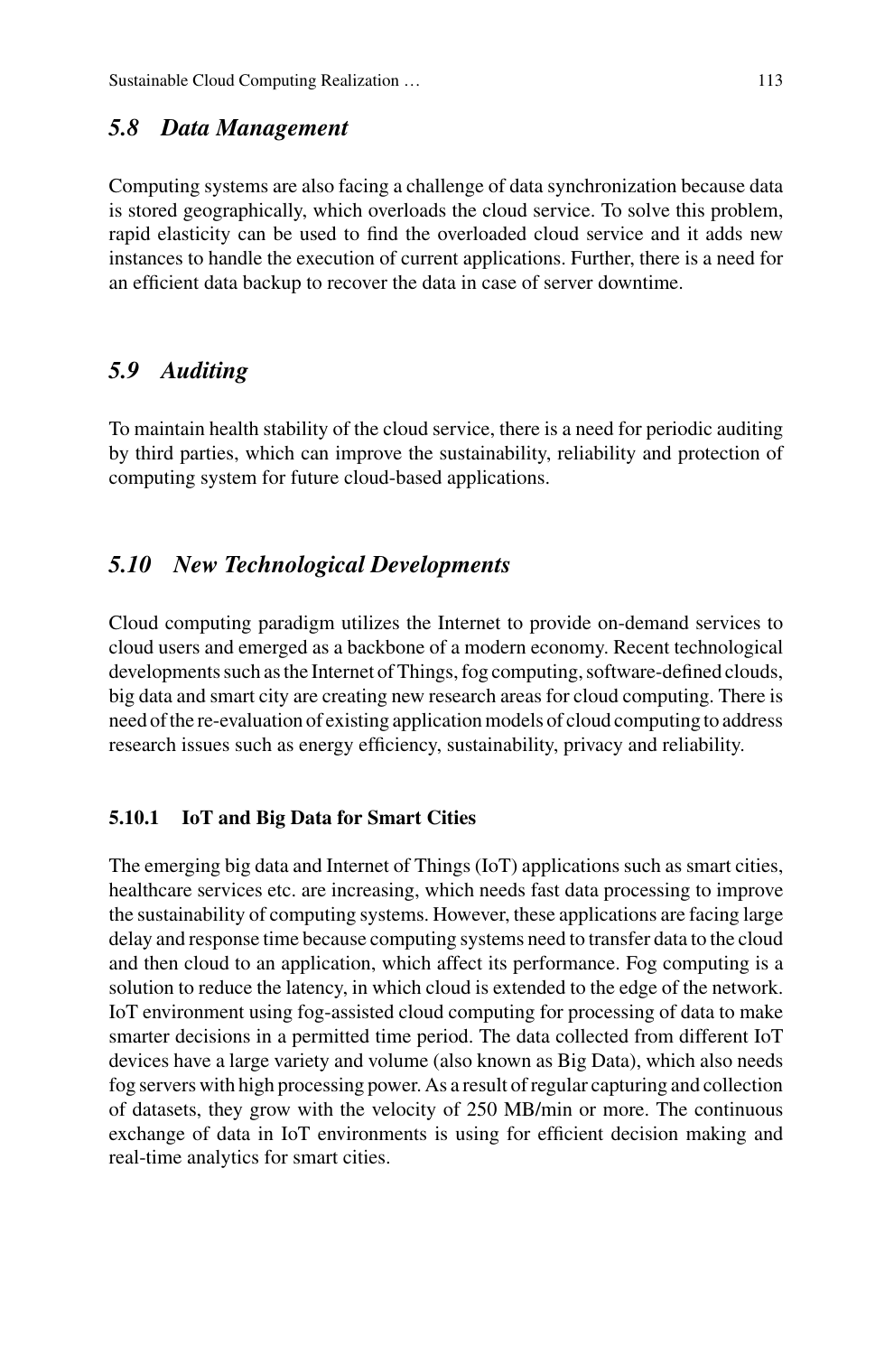## *5.8 Data Management*

Computing systems are also facing a challenge of data synchronization because data is stored geographically, which overloads the cloud service. To solve this problem, rapid elasticity can be used to find the overloaded cloud service and it adds new instances to handle the execution of current applications. Further, there is a need for an efficient data backup to recover the data in case of server downtime.

## *5.9 Auditing*

To maintain health stability of the cloud service, there is a need for periodic auditing by third parties, which can improve the sustainability, reliability and protection of computing system for future cloud-based applications.

## *5.10 New Technological Developments*

Cloud computing paradigm utilizes the Internet to provide on-demand services to cloud users and emerged as a backbone of a modern economy. Recent technological developments such as the Internet of Things, fog computing, software-defined clouds, big data and smart city are creating new research areas for cloud computing. There is need of the re-evaluation of existing application models of cloud computing to address research issues such as energy efficiency, sustainability, privacy and reliability.

### 5.10.1 IoT and Big Data for Smart Cities

The emerging big data and Internet of Things (IoT) applications such as smart cities, healthcare services etc. are increasing, which needs fast data processing to improve the sustainability of computing systems. However, these applications are facing large delay and response time because computing systems need to transfer data to the cloud and then cloud to an application, which affect its performance. Fog computing is a solution to reduce the latency, in which cloud is extended to the edge of the network. IoT environment using fog-assisted cloud computing for processing of data to make smarter decisions in a permitted time period. The data collected from different IoT devices have a large variety and volume (also known as Big Data), which also needs fog servers with high processing power. As a result of regular capturing and collection of datasets, they grow with the velocity of 250 MB/min or more. The continuous exchange of data in IoT environments is using for efficient decision making and real-time analytics for smart cities.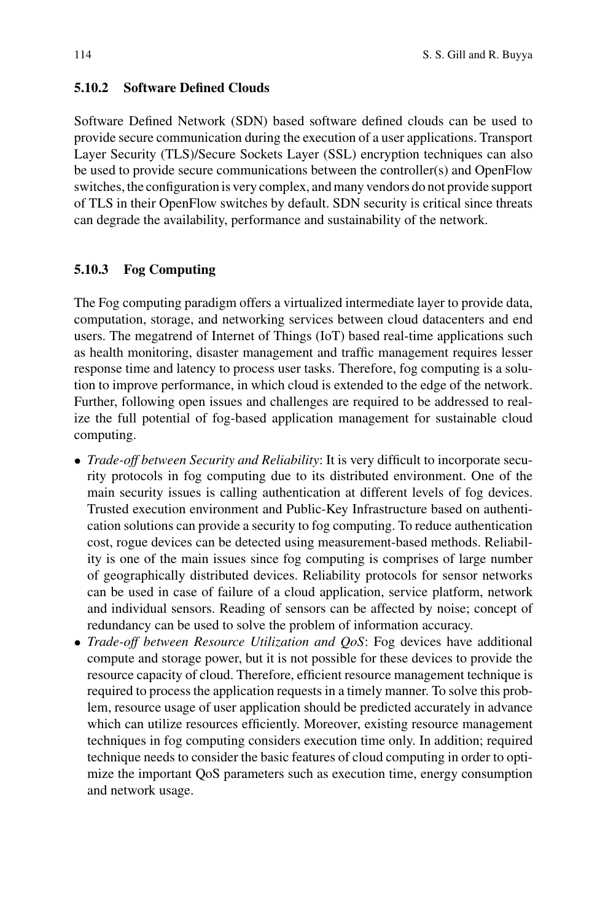### 5.10.2 Software Defined Clouds

Software Defined Network (SDN) based software defined clouds can be used to provide secure communication during the execution of a user applications. Transport Layer Security (TLS)/Secure Sockets Layer (SSL) encryption techniques can also be used to provide secure communications between the controller(s) and OpenFlow switches, the configuration is very complex, and many vendors do not provide support of TLS in their OpenFlow switches by default. SDN security is critical since threats can degrade the availability, performance and sustainability of the network.

### 5.10.3 Fog Computing

The Fog computing paradigm offers a virtualized intermediate layer to provide data, computation, storage, and networking services between cloud datacenters and end users. The megatrend of Internet of Things (IoT) based real-time applications such as health monitoring, disaster management and traffic management requires lesser response time and latency to process user tasks. Therefore, fog computing is a solution to improve performance, in which cloud is extended to the edge of the network. Further, following open issues and challenges are required to be addressed to realize the full potential of fog-based application management for sustainable cloud computing.

- *Trade-off between Security and Reliability*: It is very difficult to incorporate security protocols in fog computing due to its distributed environment. One of the main security issues is calling authentication at different levels of fog devices. Trusted execution environment and Public-Key Infrastructure based on authentication solutions can provide a security to fog computing. To reduce authentication cost, rogue devices can be detected using measurement-based methods. Reliability is one of the main issues since fog computing is comprises of large number of geographically distributed devices. Reliability protocols for sensor networks can be used in case of failure of a cloud application, service platform, network and individual sensors. Reading of sensors can be affected by noise; concept of redundancy can be used to solve the problem of information accuracy.
- *Trade-off between Resource Utilization and QoS*: Fog devices have additional compute and storage power, but it is not possible for these devices to provide the resource capacity of cloud. Therefore, efficient resource management technique is required to process the application requests in a timely manner. To solve this problem, resource usage of user application should be predicted accurately in advance which can utilize resources efficiently. Moreover, existing resource management techniques in fog computing considers execution time only. In addition; required technique needs to consider the basic features of cloud computing in order to optimize the important QoS parameters such as execution time, energy consumption and network usage.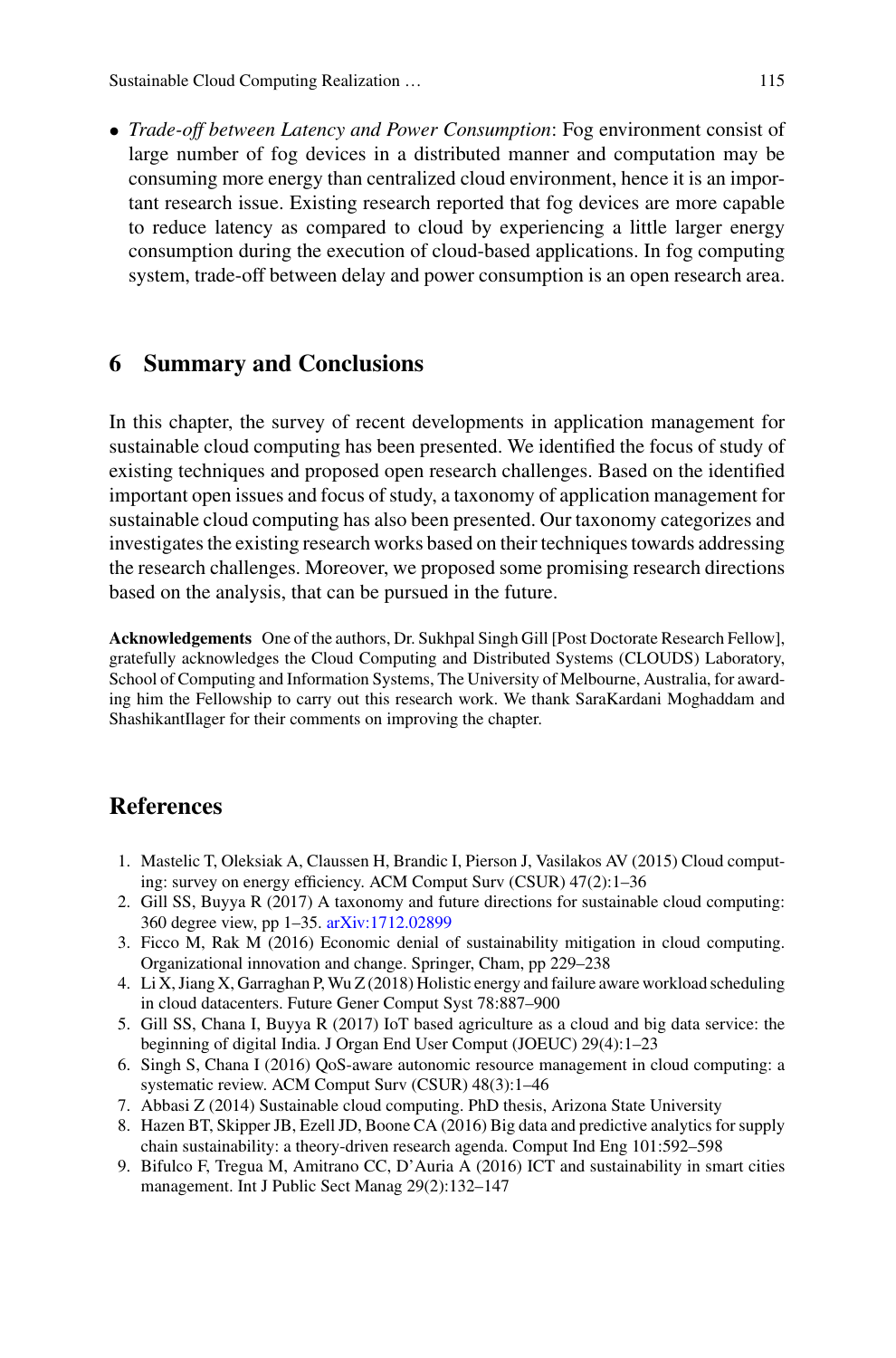- *Trade-off between Latency and Power Consumption*: Fog environment consist of large number of fog devices in a distributed manner and computation may be consuming more energy than centralized cloud environment, hence it is an important research issue. Existing research reported that fog devices are more capable to reduce latency as compared to cloud by experiencing a little larger energy consumption during the execution of cloud-based applications. In fog computing system, trade-off between delay and power consumption is an open research area.

## 6 Summary and Conclusions

In this chapter, the survey of recent developments in application management for sustainable cloud computing has been presented. We identified the focus of study of existing techniques and proposed open research challenges. Based on the identified important open issues and focus of study, a taxonomy of application management for sustainable cloud computing has also been presented. Our taxonomy categorizes and investigates the existing research works based on their techniques towards addressing the research challenges. Moreover, we proposed some promising research directions based on the analysis, that can be pursued in the future.

**Acknowledgements** One of the authors, Dr. Sukhpal Singh Gill [Post Doctorate Research Fellow], gratefully acknowledges the Cloud Computing and Distributed Systems (CLOUDS) Laboratory, School of Computing and Information Systems, The University of Melbourne, Australia, for awarding him the Fellowship to carry out this research work. We thank SaraKardani Moghaddam and ShashikantIlager for their comments on improving the chapter.

## References

1. Mastelic T, Oleksiak A, Claussen H, Brandic I, Pierson J, Vasilakos AV (2015) Cloud computing: survey on energy efficiency. ACM Comput Surv (CSUR) 47(2):1–36
2. Gill SS, Buyya R (2017) A taxonomy and future directions for sustainable cloud computing: 360 degree view, pp 1–35. arXiv:1712.02899
3. Ficco M, Rak M (2016) Economic denial of sustainability mitigation in cloud computing. Organizational innovation and change. Springer, Cham, pp 229–238
4. Li X, Jiang X, Garraghan P, Wu Z (2018) Holistic energy and failure aware workload scheduling in cloud datacenters. Future Gener Comput Syst 78:887–900
5. Gill SS, Chana I, Buyya R (2017) IoT based agriculture as a cloud and big data service: the beginning of digital India. J Organ End User Comput (JOEUC) 29(4):1–23
6. Singh S, Chana I (2016) QoS-aware autonomic resource management in cloud computing: a systematic review. ACM Comput Surv (CSUR) 48(3):1–46
7. Abbasi Z (2014) Sustainable cloud computing. PhD thesis, Arizona State University
8. Hazen BT, Skipper JB, Ezell JD, Boone CA (2016) Big data and predictive analytics for supply chain sustainability: a theory-driven research agenda. Comput Ind Eng 101:592–598
9. Bifulco F, Tregua M, Amitrano CC, D'Auria A (2016) ICT and sustainability in smart cities management. Int J Public Sect Manag 29(2):132–147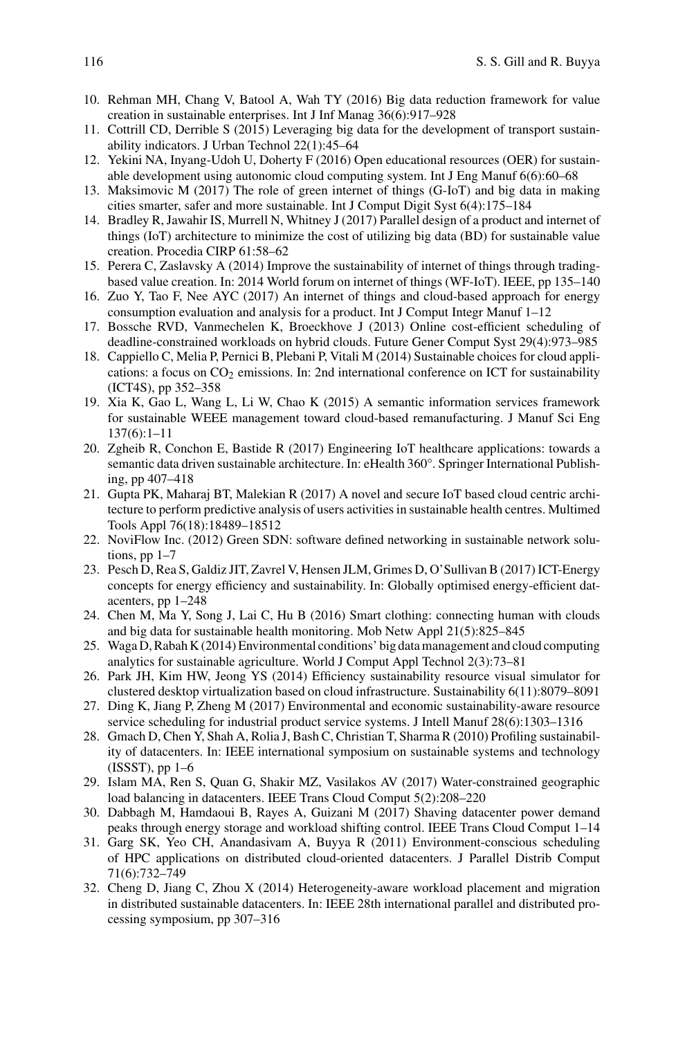10. Rehman MH, Chang V, Batool A, Wah TY (2016) Big data reduction framework for value creation in sustainable enterprises. Int J Inf Manag 36(6):917–928
11. Cottrill CD, Derrible S (2015) Leveraging big data for the development of transport sustainability indicators. J Urban Technol 22(1):45–64
12. Yekini NA, Inyang-Udoh U, Doherty F (2016) Open educational resources (OER) for sustainable development using autonomic cloud computing system. Int J Eng Manuf 6(6):60–68
13. Maksimovic M (2017) The role of green internet of things (G-IoT) and big data in making cities smarter, safer and more sustainable. Int J Comput Digit Syst 6(4):175–184
14. Bradley R, Jawahir IS, Murrell N, Whitney J (2017) Parallel design of a product and internet of things (IoT) architecture to minimize the cost of utilizing big data (BD) for sustainable value creation. Procedia CIRP 61:58–62
15. Perera C, Zaslavsky A (2014) Improve the sustainability of internet of things through trading-based value creation. In: 2014 World forum on internet of things (WF-IoT). IEEE, pp 135–140
16. Zuo Y, Tao F, Nee AYC (2017) An internet of things and cloud-based approach for energy consumption evaluation and analysis for a product. Int J Comput Integr Manuf 1–12
17. Bossche RVD, Vanmechelen K, Broeckhove J (2013) Online cost-efficient scheduling of deadline-constrained workloads on hybrid clouds. Future Gener Comput Syst 29(4):973–985
18. Cappiello C, Melia P, Pernici B, Plebani P, Vitali M (2014) Sustainable choices for cloud applications: a focus on $CO_2$ emissions. In: 2nd international conference on ICT for sustainability (ICT4S), pp 352–358
19. Xia K, Gao L, Wang L, Li W, Chao K (2015) A semantic information services framework for sustainable WEEE management toward cloud-based remanufacturing. J Manuf Sci Eng 137(6):1–11
20. Zgheib R, Conchon E, Bastide R (2017) Engineering IoT healthcare applications: towards a semantic data driven sustainable architecture. In: eHealth 360°. Springer International Publishing, pp 407–418
21. Gupta PK, Maharaj BT, Malekian R (2017) A novel and secure IoT based cloud centric architecture to perform predictive analysis of users activities in sustainable health centres. Multimed Tools Appl 76(18):18489–18512
22. NoviFlow Inc. (2012) Green SDN: software defined networking in sustainable network solutions, pp 1–7
23. Pesch D, Rea S, Galdiz JIT, Zavrel V, Hensen JLM, Grimes D, O'Sullivan B (2017) ICT-Energy concepts for energy efficiency and sustainability. In: Globally optimised energy-efficient datacenters, pp 1–248
24. Chen M, Ma Y, Song J, Lai C, Hu B (2016) Smart clothing: connecting human with clouds and big data for sustainable health monitoring. Mob Netw Appl 21(5):825–845
25. Waga D, Rabah K (2014) Environmental conditions' big data management and cloud computing analytics for sustainable agriculture. World J Comput Appl Technol 2(3):73–81
26. Park JH, Kim HW, Jeong YS (2014) Efficiency sustainability resource visual simulator for clustered desktop virtualization based on cloud infrastructure. Sustainability 6(11):8079–8091
27. Ding K, Jiang P, Zheng M (2017) Environmental and economic sustainability-aware resource service scheduling for industrial product service systems. J Intell Manuf 28(6):1303–1316
28. Gmach D, Chen Y, Shah A, Rolia J, Bash C, Christian T, Sharma R (2010) Profiling sustainability of datacenters. In: IEEE international symposium on sustainable systems and technology (ISSST), pp 1–6
29. Islam MA, Ren S, Quan G, Shakir MZ, Vasilakos AV (2017) Water-constrained geographic load balancing in datacenters. IEEE Trans Cloud Comput 5(2):208–220
30. Dabbagh M, Hamdaoui B, Rayes A, Guizani M (2017) Shaving datacenter power demand peaks through energy storage and workload shifting control. IEEE Trans Cloud Comput 1–14
31. Garg SK, Yeo CH, Anandasivam A, Buyya R (2011) Environment-conscious scheduling of HPC applications on distributed cloud-oriented datacenters. J Parallel Distrib Comput 71(6):732–749
32. Cheng D, Jiang C, Zhou X (2014) Heterogeneity-aware workload placement and migration in distributed sustainable datacenters. In: IEEE 28th international parallel and distributed processing symposium, pp 307–316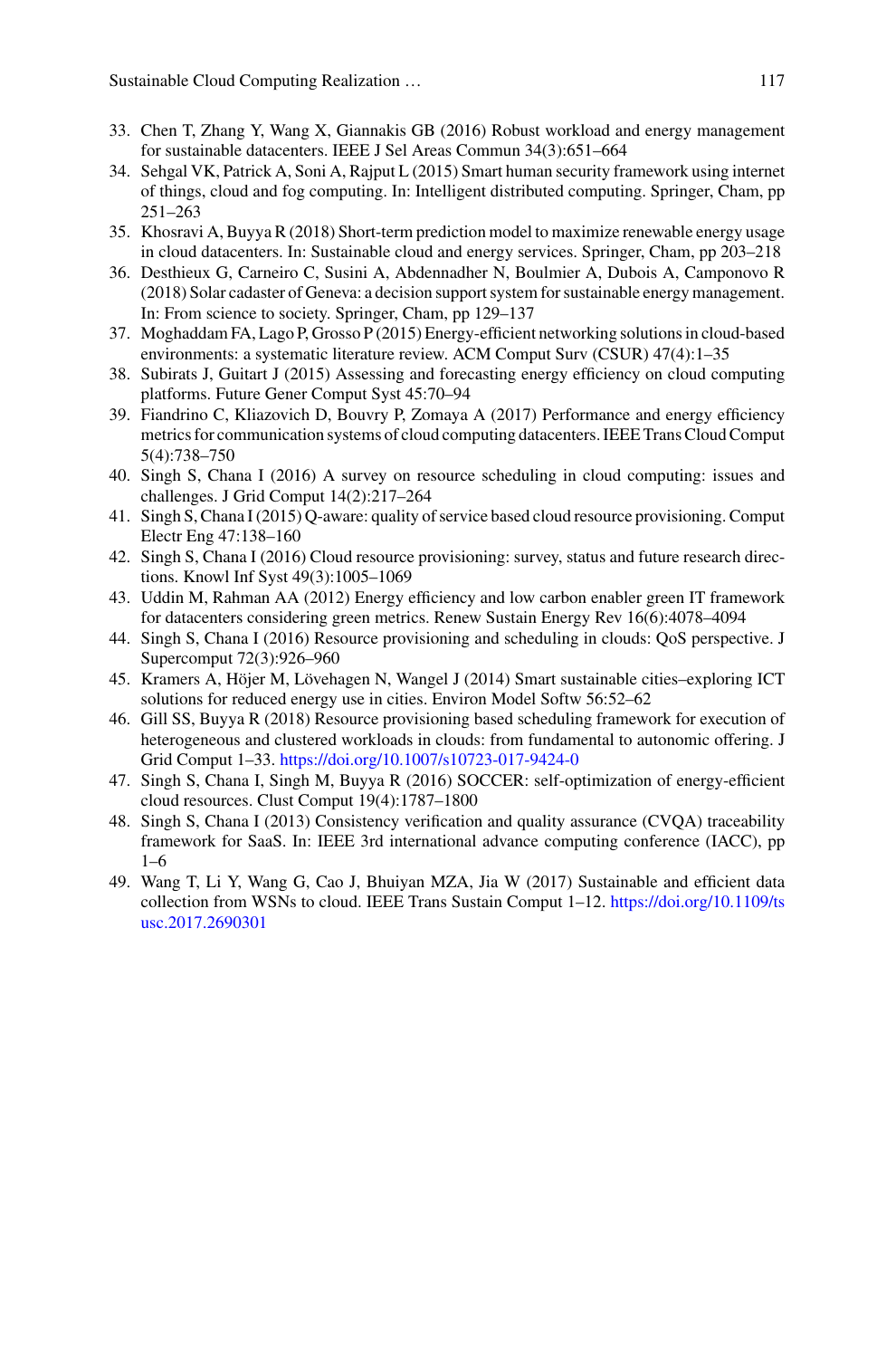33. Chen T, Zhang Y, Wang X, Giannakis GB (2016) Robust workload and energy management for sustainable datacenters. IEEE J Sel Areas Commun 34(3):651–664
34. Sehgal VK, Patrick A, Soni A, Rajput L (2015) Smart human security framework using internet of things, cloud and fog computing. In: Intelligent distributed computing. Springer, Cham, pp 251–263
35. Khosravi A, Buyya R (2018) Short-term prediction model to maximize renewable energy usage in cloud datacenters. In: Sustainable cloud and energy services. Springer, Cham, pp 203–218
36. Desthieux G, Carneiro C, Susini A, Abdennadher N, Boulmier A, Dubois A, Camponovo R (2018) Solar cadaster of Geneva: a decision support system for sustainable energy management. In: From science to society. Springer, Cham, pp 129–137
37. Moghaddam FA, Lago P, Grosso P (2015) Energy-efficient networking solutions in cloud-based environments: a systematic literature review. ACM Comput Surv (CSUR) 47(4):1–35
38. Subirats J, Guitart J (2015) Assessing and forecasting energy efficiency on cloud computing platforms. Future Gener Comput Syst 45:70–94
39. Fiandrino C, Kliazovich D, Bouvry P, Zomaya A (2017) Performance and energy efficiency metrics for communication systems of cloud computing datacenters. IEEE Trans Cloud Comput 5(4):738–750
40. Singh S, Chana I (2016) A survey on resource scheduling in cloud computing: issues and challenges. J Grid Comput 14(2):217–264
41. Singh S, Chana I (2015) Q-aware: quality of service based cloud resource provisioning. Comput Electr Eng 47:138–160
42. Singh S, Chana I (2016) Cloud resource provisioning: survey, status and future research directions. Knowl Inf Syst 49(3):1005–1069
43. Uddin M, Rahman AA (2012) Energy efficiency and low carbon enabler green IT framework for datacenters considering green metrics. Renew Sustain Energy Rev 16(6):4078–4094
44. Singh S, Chana I (2016) Resource provisioning and scheduling in clouds: QoS perspective. J Supercomput 72(3):926–960
45. Kramers A, Höjer M, Lövehagen N, Wangel J (2014) Smart sustainable cities–exploring ICT solutions for reduced energy use in cities. Environ Model Softw 56:52–62
46. Gill SS, Buyya R (2018) Resource provisioning based scheduling framework for execution of heterogeneous and clustered workloads in clouds: from fundamental to autonomic offering. J Grid Comput 1–33. https://doi.org/10.1007/s10723-017-9424-0
47. Singh S, Chana I, Singh M, Buyya R (2016) SOCCER: self-optimization of energy-efficient cloud resources. Clust Comput 19(4):1787–1800
48. Singh S, Chana I (2013) Consistency verification and quality assurance (CVQA) traceability framework for SaaS. In: IEEE 3rd international advance computing conference (IACC), pp 1–6
49. Wang T, Li Y, Wang G, Cao J, Bhuiyan MZA, Jia W (2017) Sustainable and efficient data collection from WSNs to cloud. IEEE Trans Sustain Comput 1–12. https://doi.org/10.1109/tsusc.2017.2690301